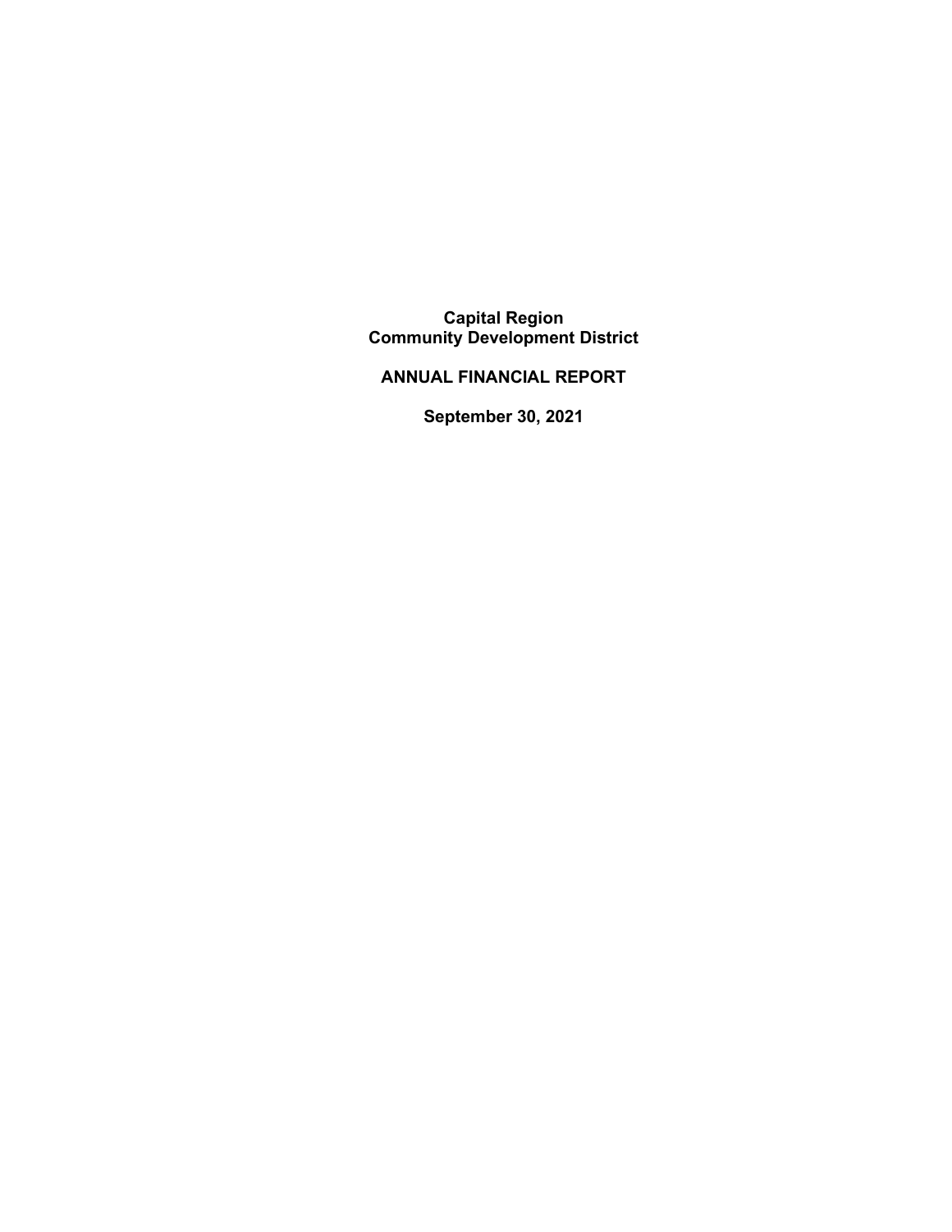# Capital Region Community Development District

## ANNUAL FINANCIAL REPORT

### September 30, 2021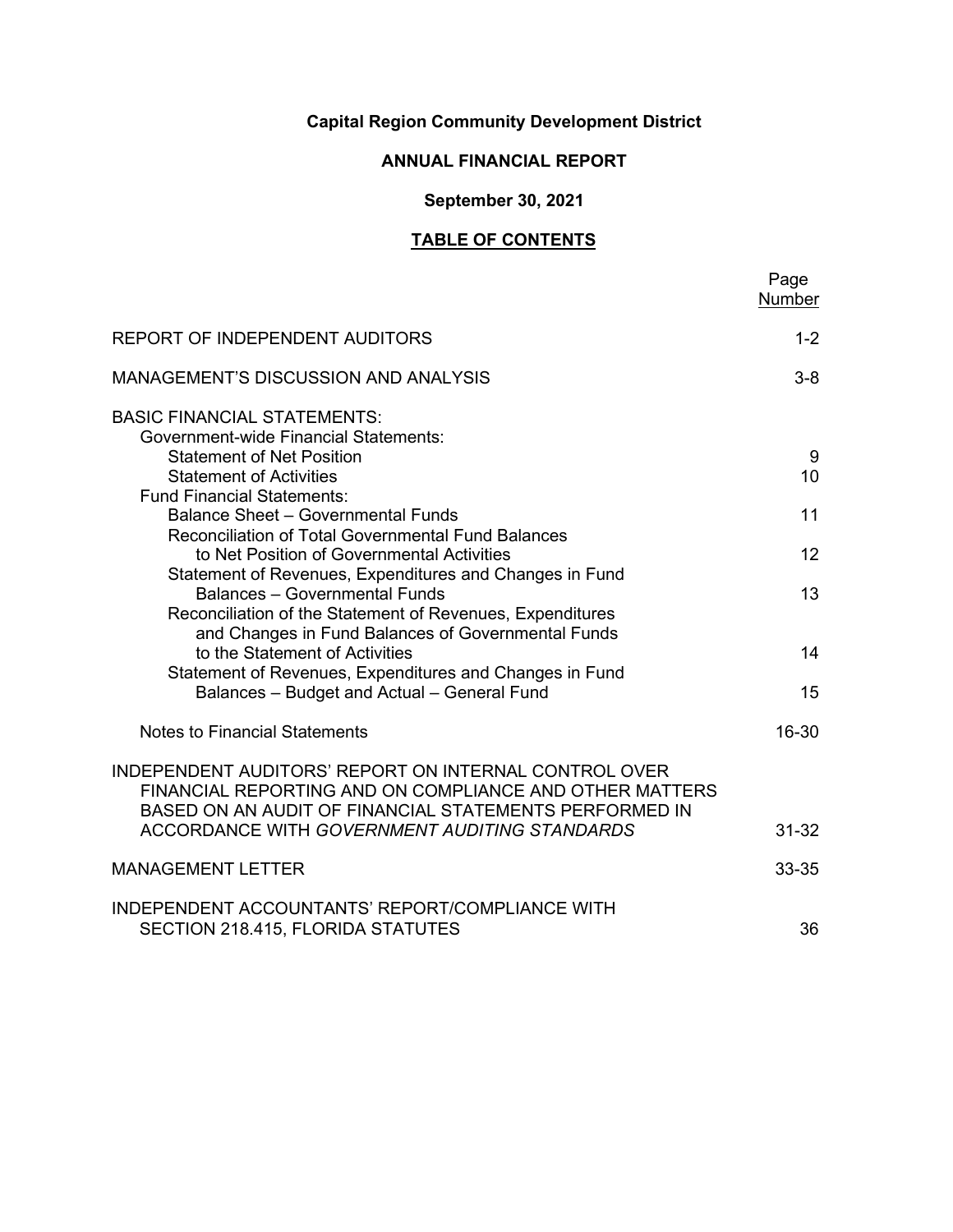**Capital Region Community Development District**

**ANNUAL FINANCIAL REPORT**

**September 30, 2021**

**TABLE OF CONTENTS**

| | Page Number |
|---|---|
| REPORT OF INDEPENDENT AUDITORS | 1-2 |
| MANAGEMENT'S DISCUSSION AND ANALYSIS | 3-8 |
| BASIC FINANCIAL STATEMENTS: | |
| Government-wide Financial Statements: | |
| Statement of Net Position | 9 |
| Statement of Activities | 10 |
| Fund Financial Statements: | |
| Balance Sheet – Governmental Funds | 11 |
| Reconciliation of Total Governmental Fund Balances to Net Position of Governmental Activities | 12 |
| Statement of Revenues, Expenditures and Changes in Fund Balances – Governmental Funds | 13 |
| Reconciliation of the Statement of Revenues, Expenditures and Changes in Fund Balances of Governmental Funds to the Statement of Activities | 14 |
| Statement of Revenues, Expenditures and Changes in Fund Balances – Budget and Actual – General Fund | 15 |
| Notes to Financial Statements | 16-30 |
| INDEPENDENT AUDITORS' REPORT ON INTERNAL CONTROL OVER FINANCIAL REPORTING AND ON COMPLIANCE AND OTHER MATTERS BASED ON AN AUDIT OF FINANCIAL STATEMENTS PERFORMED IN ACCORDANCE WITH *GOVERNMENT AUDITING STANDARDS* | 31-32 |
| MANAGEMENT LETTER | 33-35 |
| INDEPENDENT ACCOUNTANTS' REPORT/COMPLIANCE WITH SECTION 218.415, FLORIDA STATUTES | 36 |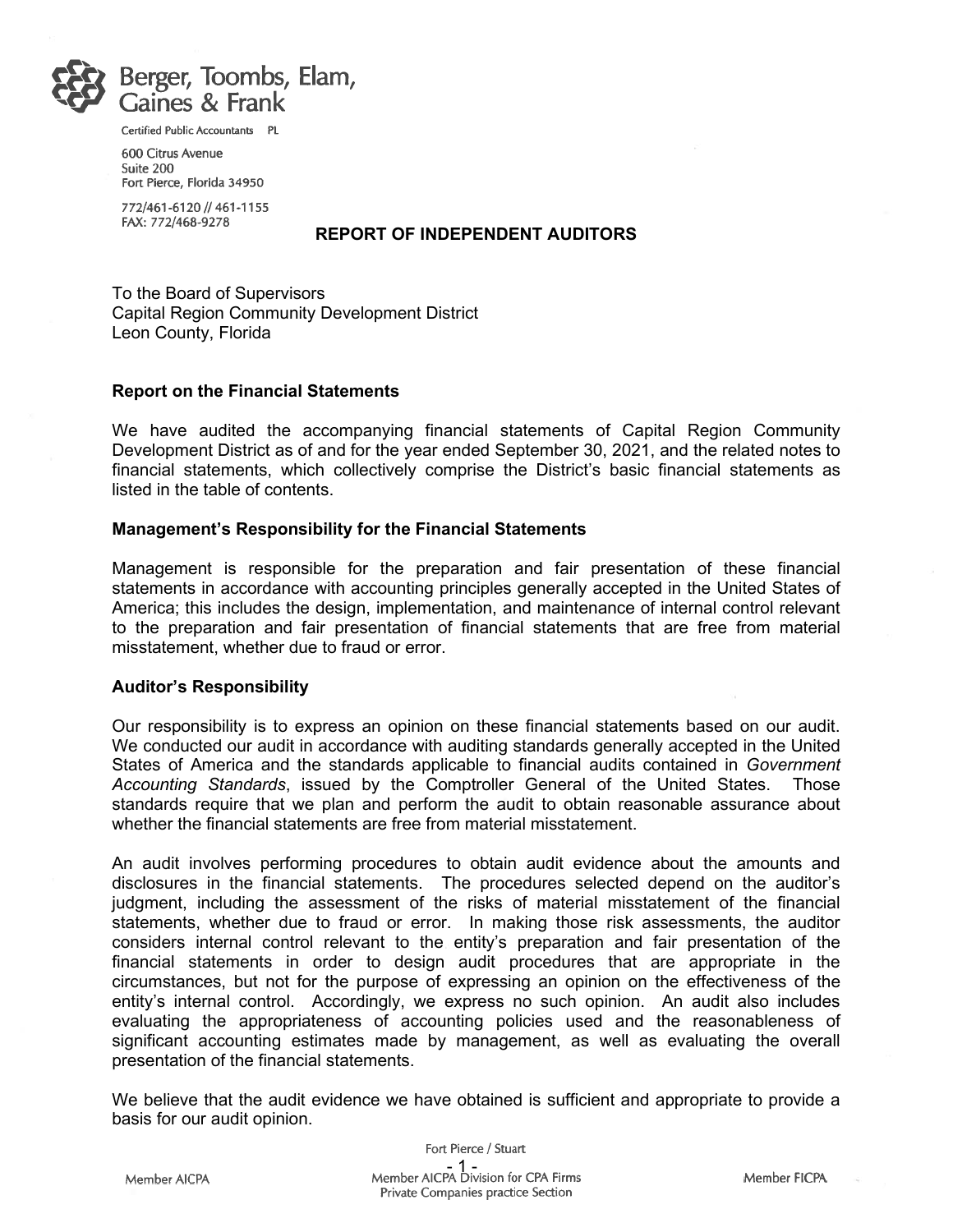Berger, Toombs, Elam, Gaines & Frank

Certified Public Accountants PL

600 Citrus Avenue
Suite 200
Fort Pierce, Florida 34950

772/461-6120 // 461-1155
FAX: 772/468-9278

## REPORT OF INDEPENDENT AUDITORS

To the Board of Supervisors
Capital Region Community Development District
Leon County, Florida

### Report on the Financial Statements

We have audited the accompanying financial statements of Capital Region Community Development District as of and for the year ended September 30, 2021, and the related notes to financial statements, which collectively comprise the District's basic financial statements as listed in the table of contents.

### Management's Responsibility for the Financial Statements

Management is responsible for the preparation and fair presentation of these financial statements in accordance with accounting principles generally accepted in the United States of America; this includes the design, implementation, and maintenance of internal control relevant to the preparation and fair presentation of financial statements that are free from material misstatement, whether due to fraud or error.

### Auditor's Responsibility

Our responsibility is to express an opinion on these financial statements based on our audit. We conducted our audit in accordance with auditing standards generally accepted in the United States of America and the standards applicable to financial audits contained in *Government Accounting Standards*, issued by the Comptroller General of the United States. Those standards require that we plan and perform the audit to obtain reasonable assurance about whether the financial statements are free from material misstatement.

An audit involves performing procedures to obtain audit evidence about the amounts and disclosures in the financial statements. The procedures selected depend on the auditor's judgment, including the assessment of the risks of material misstatement of the financial statements, whether due to fraud or error. In making those risk assessments, the auditor considers internal control relevant to the entity's preparation and fair presentation of the financial statements in order to design audit procedures that are appropriate in the circumstances, but not for the purpose of expressing an opinion on the effectiveness of the entity's internal control. Accordingly, we express no such opinion. An audit also includes evaluating the appropriateness of accounting policies used and the reasonableness of significant accounting estimates made by management, as well as evaluating the overall presentation of the financial statements.

We believe that the audit evidence we have obtained is sufficient and appropriate to provide a basis for our audit opinion.

Fort Pierce / Stuart

Member AICPA | Member AICPA Division for CPA Firms Private Companies practice Section | Member FICPA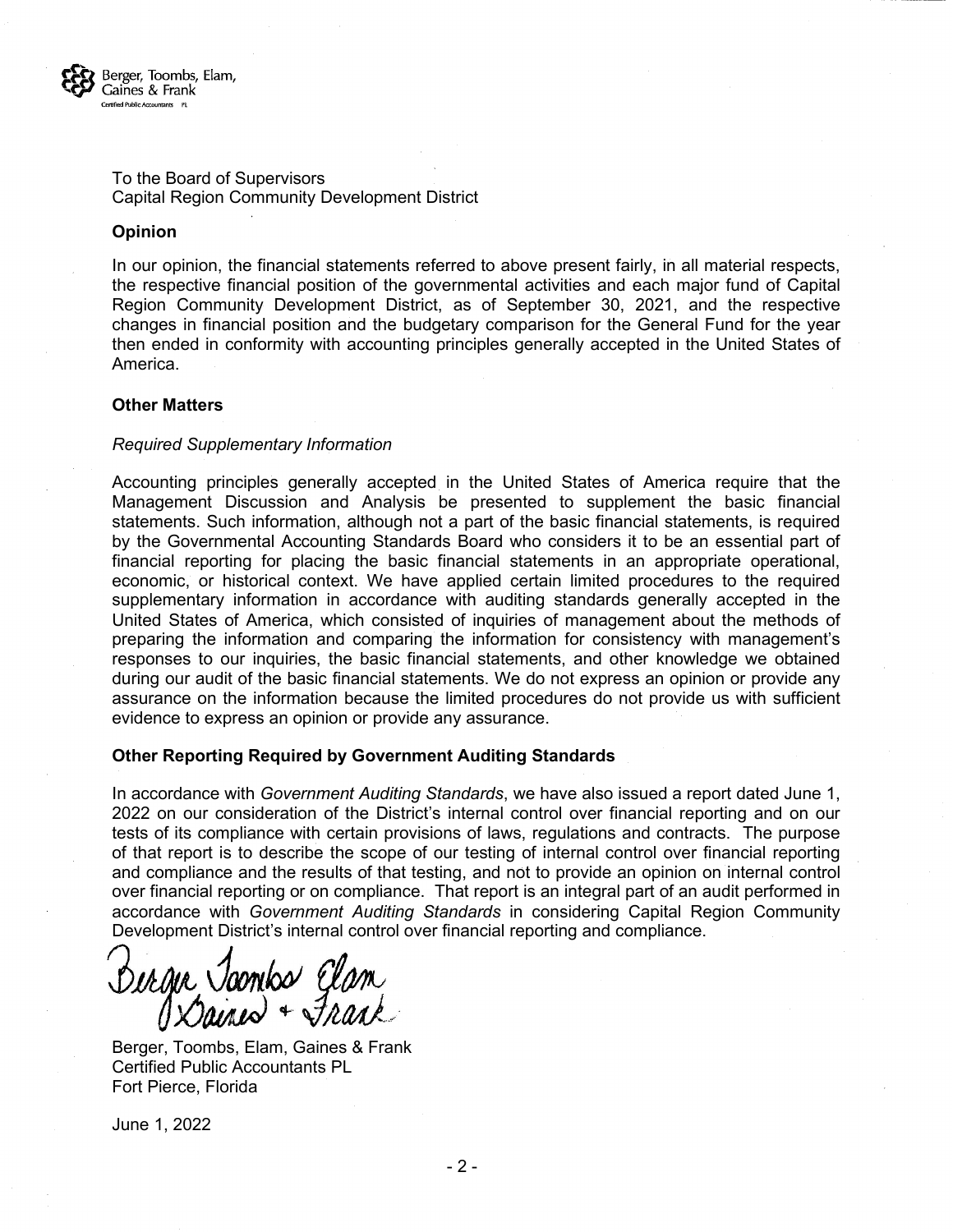Berger, Toombs, Elam, Gaines & Frank
Certified Public Accountants PL

To the Board of Supervisors
Capital Region Community Development District

**Opinion**

In our opinion, the financial statements referred to above present fairly, in all material respects, the respective financial position of the governmental activities and each major fund of Capital Region Community Development District, as of September 30, 2021, and the respective changes in financial position and the budgetary comparison for the General Fund for the year then ended in conformity with accounting principles generally accepted in the United States of America.

**Other Matters**

*Required Supplementary Information*

Accounting principles generally accepted in the United States of America require that the Management Discussion and Analysis be presented to supplement the basic financial statements. Such information, although not a part of the basic financial statements, is required by the Governmental Accounting Standards Board who considers it to be an essential part of financial reporting for placing the basic financial statements in an appropriate operational, economic, or historical context. We have applied certain limited procedures to the required supplementary information in accordance with auditing standards generally accepted in the United States of America, which consisted of inquiries of management about the methods of preparing the information and comparing the information for consistency with management's responses to our inquiries, the basic financial statements, and other knowledge we obtained during our audit of the basic financial statements. We do not express an opinion or provide any assurance on the information because the limited procedures do not provide us with sufficient evidence to express an opinion or provide any assurance.

**Other Reporting Required by Government Auditing Standards**

In accordance with *Government Auditing Standards*, we have also issued a report dated June 1, 2022 on our consideration of the District's internal control over financial reporting and on our tests of its compliance with certain provisions of laws, regulations and contracts. The purpose of that report is to describe the scope of our testing of internal control over financial reporting and compliance and the results of that testing, and not to provide an opinion on internal control over financial reporting or on compliance. That report is an integral part of an audit performed in accordance with *Government Auditing Standards* in considering Capital Region Community Development District's internal control over financial reporting and compliance.

Berger Toombs Elam Gaines + Frank

Berger, Toombs, Elam, Gaines & Frank
Certified Public Accountants PL
Fort Pierce, Florida

June 1, 2022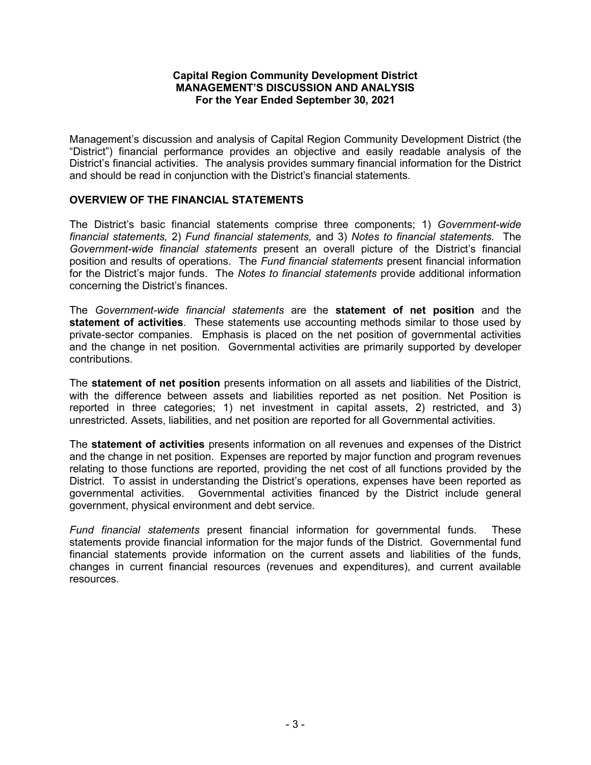**Capital Region Community Development District**
**MANAGEMENT'S DISCUSSION AND ANALYSIS**
**For the Year Ended September 30, 2021**

Management's discussion and analysis of Capital Region Community Development District (the "District") financial performance provides an objective and easily readable analysis of the District's financial activities. The analysis provides summary financial information for the District and should be read in conjunction with the District's financial statements.

## OVERVIEW OF THE FINANCIAL STATEMENTS

The District's basic financial statements comprise three components; 1) *Government-wide financial statements,* 2) *Fund financial statements,* and 3) *Notes to financial statements.* The *Government-wide financial statements* present an overall picture of the District's financial position and results of operations. The *Fund financial statements* present financial information for the District's major funds. The *Notes to financial statements* provide additional information concerning the District's finances.

The *Government-wide financial statements* are the **statement of net position** and the **statement of activities**. These statements use accounting methods similar to those used by private-sector companies. Emphasis is placed on the net position of governmental activities and the change in net position. Governmental activities are primarily supported by developer contributions.

The **statement of net position** presents information on all assets and liabilities of the District, with the difference between assets and liabilities reported as net position. Net Position is reported in three categories; 1) net investment in capital assets, 2) restricted, and 3) unrestricted. Assets, liabilities, and net position are reported for all Governmental activities.

The **statement of activities** presents information on all revenues and expenses of the District and the change in net position. Expenses are reported by major function and program revenues relating to those functions are reported, providing the net cost of all functions provided by the District. To assist in understanding the District's operations, expenses have been reported as governmental activities. Governmental activities financed by the District include general government, physical environment and debt service.

*Fund financial statements* present financial information for governmental funds. These statements provide financial information for the major funds of the District. Governmental fund financial statements provide information on the current assets and liabilities of the funds, changes in current financial resources (revenues and expenditures), and current available resources.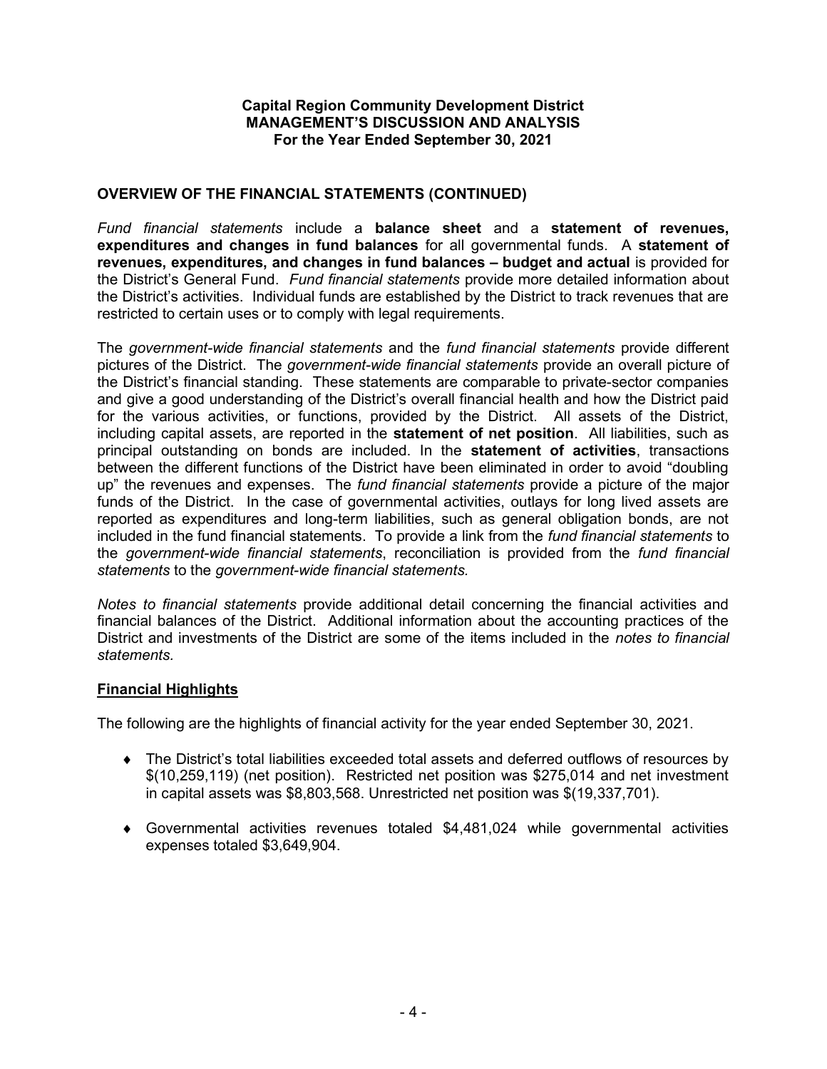**Capital Region Community Development District**
**MANAGEMENT'S DISCUSSION AND ANALYSIS**
**For the Year Ended September 30, 2021**

## OVERVIEW OF THE FINANCIAL STATEMENTS (CONTINUED)

*Fund financial statements* include a **balance sheet** and a **statement of revenues, expenditures and changes in fund balances** for all governmental funds. A **statement of revenues, expenditures, and changes in fund balances – budget and actual** is provided for the District's General Fund. *Fund financial statements* provide more detailed information about the District's activities. Individual funds are established by the District to track revenues that are restricted to certain uses or to comply with legal requirements.

The *government-wide financial statements* and the *fund financial statements* provide different pictures of the District. The *government-wide financial statements* provide an overall picture of the District's financial standing. These statements are comparable to private-sector companies and give a good understanding of the District's overall financial health and how the District paid for the various activities, or functions, provided by the District. All assets of the District, including capital assets, are reported in the **statement of net position**. All liabilities, such as principal outstanding on bonds are included. In the **statement of activities**, transactions between the different functions of the District have been eliminated in order to avoid "doubling up" the revenues and expenses. The *fund financial statements* provide a picture of the major funds of the District. In the case of governmental activities, outlays for long lived assets are reported as expenditures and long-term liabilities, such as general obligation bonds, are not included in the fund financial statements. To provide a link from the *fund financial statements* to the *government-wide financial statements*, reconciliation is provided from the *fund financial statements* to the *government-wide financial statements.*

*Notes to financial statements* provide additional detail concerning the financial activities and financial balances of the District. Additional information about the accounting practices of the District and investments of the District are some of the items included in the *notes to financial statements.*

### Financial Highlights

The following are the highlights of financial activity for the year ended September 30, 2021.

- The District's total liabilities exceeded total assets and deferred outflows of resources by $(10,259,119) (net position). Restricted net position was $275,014 and net investment in capital assets was $8,803,568. Unrestricted net position was $(19,337,701).
- Governmental activities revenues totaled $4,481,024 while governmental activities expenses totaled $3,649,904.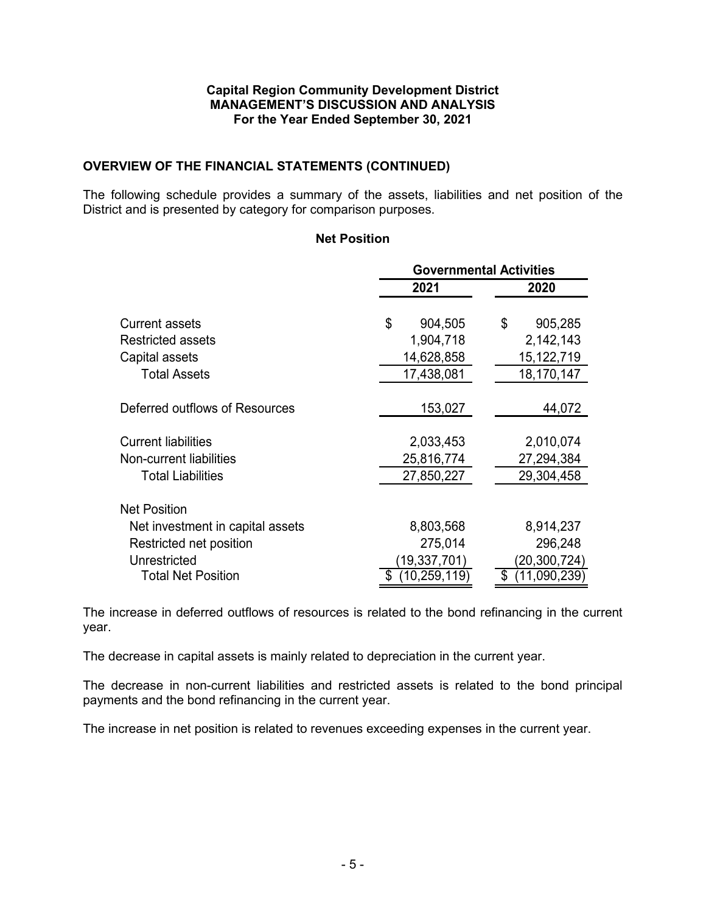**Capital Region Community Development District**
**MANAGEMENT'S DISCUSSION AND ANALYSIS**
**For the Year Ended September 30, 2021**

## OVERVIEW OF THE FINANCIAL STATEMENTS (CONTINUED)

The following schedule provides a summary of the assets, liabilities and net position of the District and is presented by category for comparison purposes.

**Net Position**

| | Governmental Activities | |
|---|---|---|
| | 2021 | 2020 |
| Current assets | $ 904,505 | $ 905,285 |
| Restricted assets | 1,904,718 | 2,142,143 |
| Capital assets | 14,628,858 | 15,122,719 |
| Total Assets | 17,438,081 | 18,170,147 |
| Deferred outflows of Resources | 153,027 | 44,072 |
| Current liabilities | 2,033,453 | 2,010,074 |
| Non-current liabilities | 25,816,774 | 27,294,384 |
| Total Liabilities | 27,850,227 | 29,304,458 |
| Net Position | | |
| Net investment in capital assets | 8,803,568 | 8,914,237 |
| Restricted net position | 275,014 | 296,248 |
| Unrestricted | (19,337,701) | (20,300,724) |
| Total Net Position | $ (10,259,119) | $ (11,090,239) |

The increase in deferred outflows of resources is related to the bond refinancing in the current year.

The decrease in capital assets is mainly related to depreciation in the current year.

The decrease in non-current liabilities and restricted assets is related to the bond principal payments and the bond refinancing in the current year.

The increase in net position is related to revenues exceeding expenses in the current year.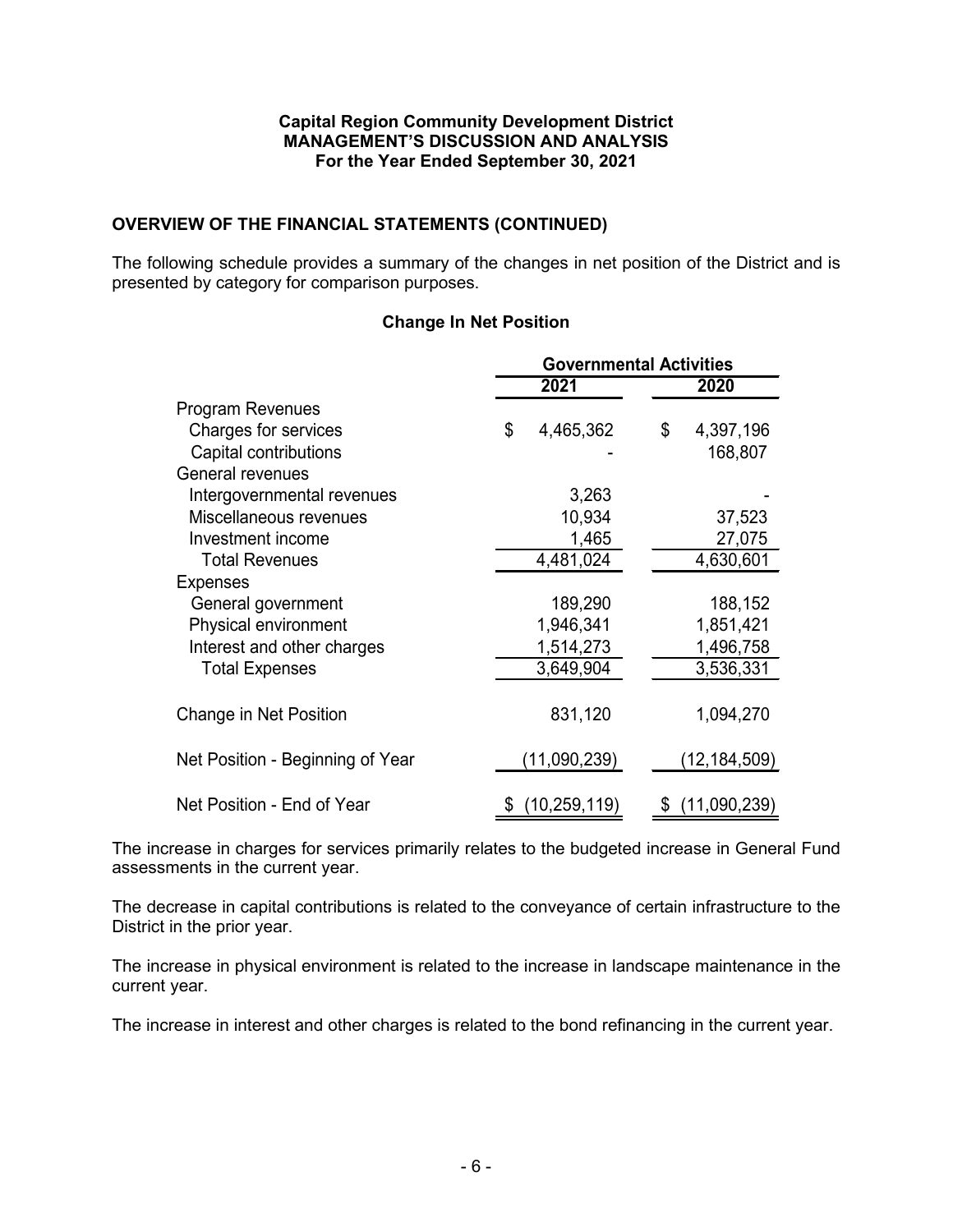**Capital Region Community Development District**
**MANAGEMENT'S DISCUSSION AND ANALYSIS**
**For the Year Ended September 30, 2021**

## OVERVIEW OF THE FINANCIAL STATEMENTS (CONTINUED)

The following schedule provides a summary of the changes in net position of the District and is presented by category for comparison purposes.

### Change In Net Position

| | Governmental Activities | |
|---|---|---|
| | 2021 | 2020 |
| Program Revenues | | |
| Charges for services | $ 4,465,362 | $ 4,397,196 |
| Capital contributions | - | 168,807 |
| General revenues | | |
| Intergovernmental revenues | 3,263 | - |
| Miscellaneous revenues | 10,934 | 37,523 |
| Investment income | 1,465 | 27,075 |
| Total Revenues | 4,481,024 | 4,630,601 |
| Expenses | | |
| General government | 189,290 | 188,152 |
| Physical environment | 1,946,341 | 1,851,421 |
| Interest and other charges | 1,514,273 | 1,496,758 |
| Total Expenses | 3,649,904 | 3,536,331 |
| Change in Net Position | 831,120 | 1,094,270 |
| Net Position - Beginning of Year | (11,090,239) | (12,184,509) |
| Net Position - End of Year | $ (10,259,119) | $ (11,090,239) |

The increase in charges for services primarily relates to the budgeted increase in General Fund assessments in the current year.

The decrease in capital contributions is related to the conveyance of certain infrastructure to the District in the prior year.

The increase in physical environment is related to the increase in landscape maintenance in the current year.

The increase in interest and other charges is related to the bond refinancing in the current year.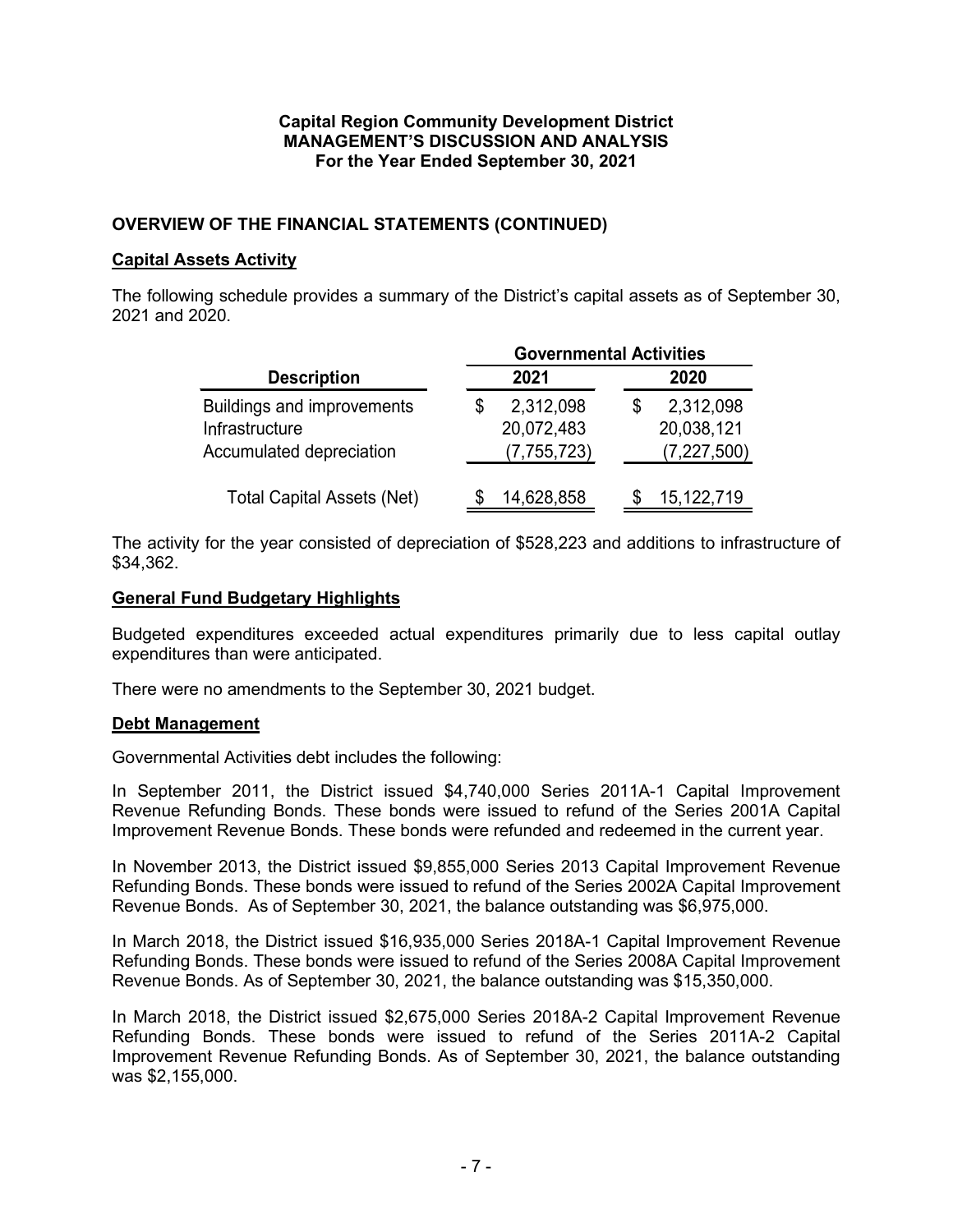**Capital Region Community Development District**
**MANAGEMENT'S DISCUSSION AND ANALYSIS**
**For the Year Ended September 30, 2021**

## OVERVIEW OF THE FINANCIAL STATEMENTS (CONTINUED)

### Capital Assets Activity

The following schedule provides a summary of the District's capital assets as of September 30, 2021 and 2020.

| Description | Governmental Activities 2021 | Governmental Activities 2020 |
|---|---|---|
| Buildings and improvements | $ 2,312,098 | $ 2,312,098 |
| Infrastructure | 20,072,483 | 20,038,121 |
| Accumulated depreciation | (7,755,723) | (7,227,500) |
| Total Capital Assets (Net) | $ 14,628,858 | $ 15,122,719 |

The activity for the year consisted of depreciation of $528,223 and additions to infrastructure of $34,362.

### General Fund Budgetary Highlights

Budgeted expenditures exceeded actual expenditures primarily due to less capital outlay expenditures than were anticipated.

There were no amendments to the September 30, 2021 budget.

### Debt Management

Governmental Activities debt includes the following:

In September 2011, the District issued $4,740,000 Series 2011A-1 Capital Improvement Revenue Refunding Bonds. These bonds were issued to refund of the Series 2001A Capital Improvement Revenue Bonds. These bonds were refunded and redeemed in the current year.

In November 2013, the District issued $9,855,000 Series 2013 Capital Improvement Revenue Refunding Bonds. These bonds were issued to refund of the Series 2002A Capital Improvement Revenue Bonds. As of September 30, 2021, the balance outstanding was $6,975,000.

In March 2018, the District issued $16,935,000 Series 2018A-1 Capital Improvement Revenue Refunding Bonds. These bonds were issued to refund of the Series 2008A Capital Improvement Revenue Bonds. As of September 30, 2021, the balance outstanding was $15,350,000.

In March 2018, the District issued $2,675,000 Series 2018A-2 Capital Improvement Revenue Refunding Bonds. These bonds were issued to refund of the Series 2011A-2 Capital Improvement Revenue Refunding Bonds. As of September 30, 2021, the balance outstanding was $2,155,000.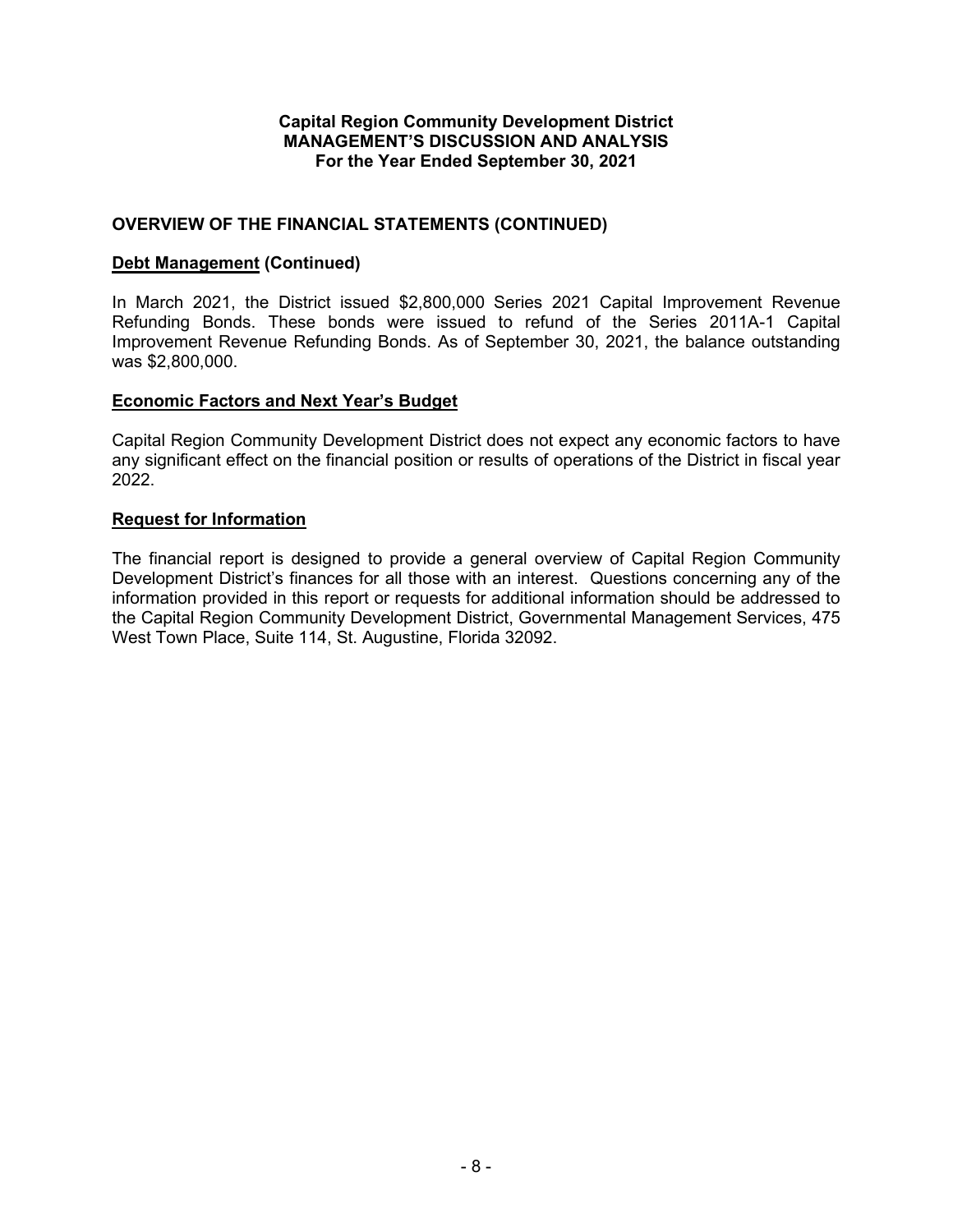**Capital Region Community Development District**
**MANAGEMENT'S DISCUSSION AND ANALYSIS**
**For the Year Ended September 30, 2021**

## OVERVIEW OF THE FINANCIAL STATEMENTS (CONTINUED)

### Debt Management (Continued)

In March 2021, the District issued $2,800,000 Series 2021 Capital Improvement Revenue Refunding Bonds. These bonds were issued to refund of the Series 2011A-1 Capital Improvement Revenue Refunding Bonds. As of September 30, 2021, the balance outstanding was $2,800,000.

### Economic Factors and Next Year's Budget

Capital Region Community Development District does not expect any economic factors to have any significant effect on the financial position or results of operations of the District in fiscal year 2022.

### Request for Information

The financial report is designed to provide a general overview of Capital Region Community Development District's finances for all those with an interest. Questions concerning any of the information provided in this report or requests for additional information should be addressed to the Capital Region Community Development District, Governmental Management Services, 475 West Town Place, Suite 114, St. Augustine, Florida 32092.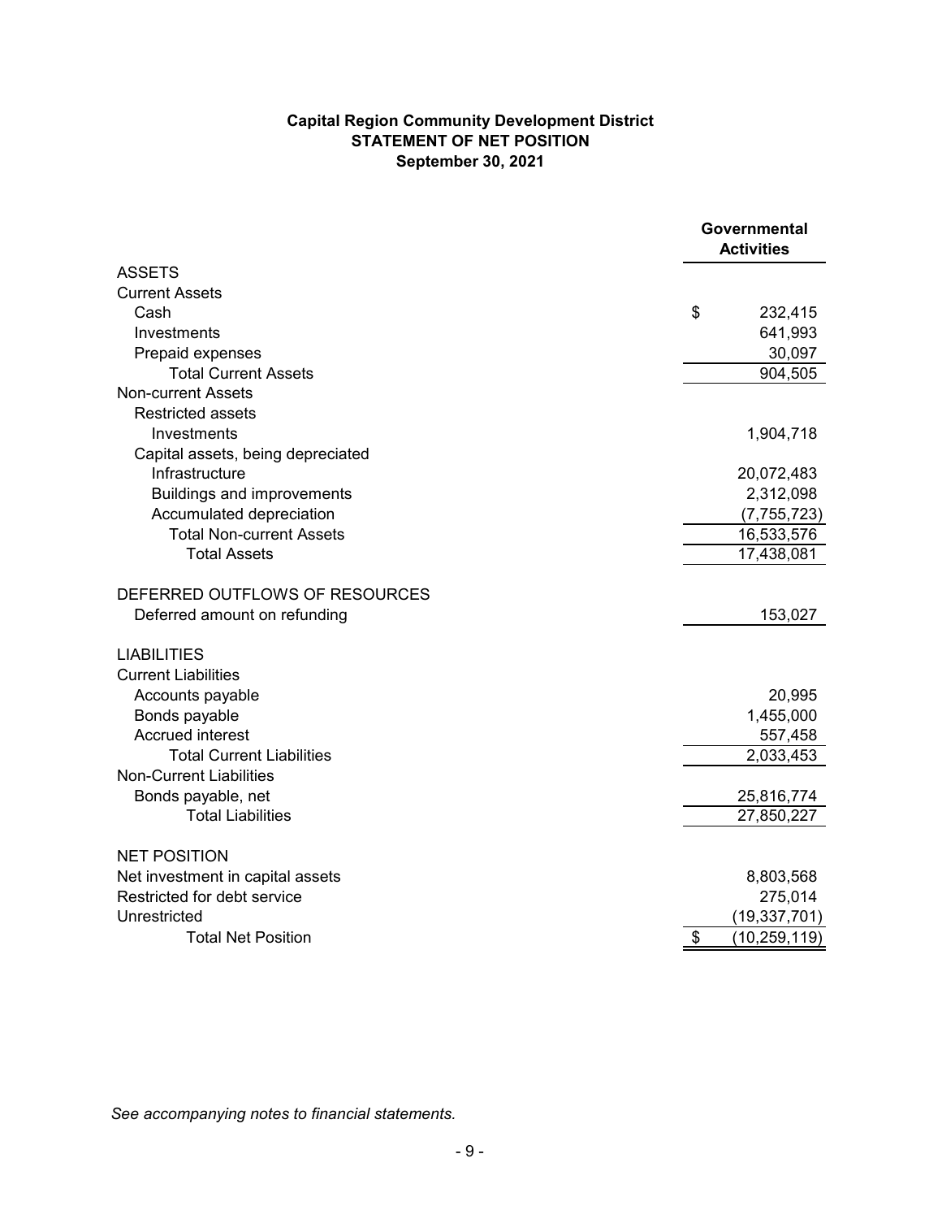**Capital Region Community Development District**
**STATEMENT OF NET POSITION**
**September 30, 2021**

| | Governmental Activities |
|---|---|
| ASSETS | |
| Current Assets | |
| Cash | $ 232,415 |
| Investments | 641,993 |
| Prepaid expenses | 30,097 |
| Total Current Assets | 904,505 |
| Non-current Assets | |
| Restricted assets | |
| Investments | 1,904,718 |
| Capital assets, being depreciated | |
| Infrastructure | 20,072,483 |
| Buildings and improvements | 2,312,098 |
| Accumulated depreciation | (7,755,723) |
| Total Non-current Assets | 16,533,576 |
| Total Assets | 17,438,081 |
| | |
| DEFERRED OUTFLOWS OF RESOURCES | |
| Deferred amount on refunding | 153,027 |
| | |
| LIABILITIES | |
| Current Liabilities | |
| Accounts payable | 20,995 |
| Bonds payable | 1,455,000 |
| Accrued interest | 557,458 |
| Total Current Liabilities | 2,033,453 |
| Non-Current Liabilities | |
| Bonds payable, net | 25,816,774 |
| Total Liabilities | 27,850,227 |
| | |
| NET POSITION | |
| Net investment in capital assets | 8,803,568 |
| Restricted for debt service | 275,014 |
| Unrestricted | (19,337,701) |
| Total Net Position | $ (10,259,119) |

*See accompanying notes to financial statements.*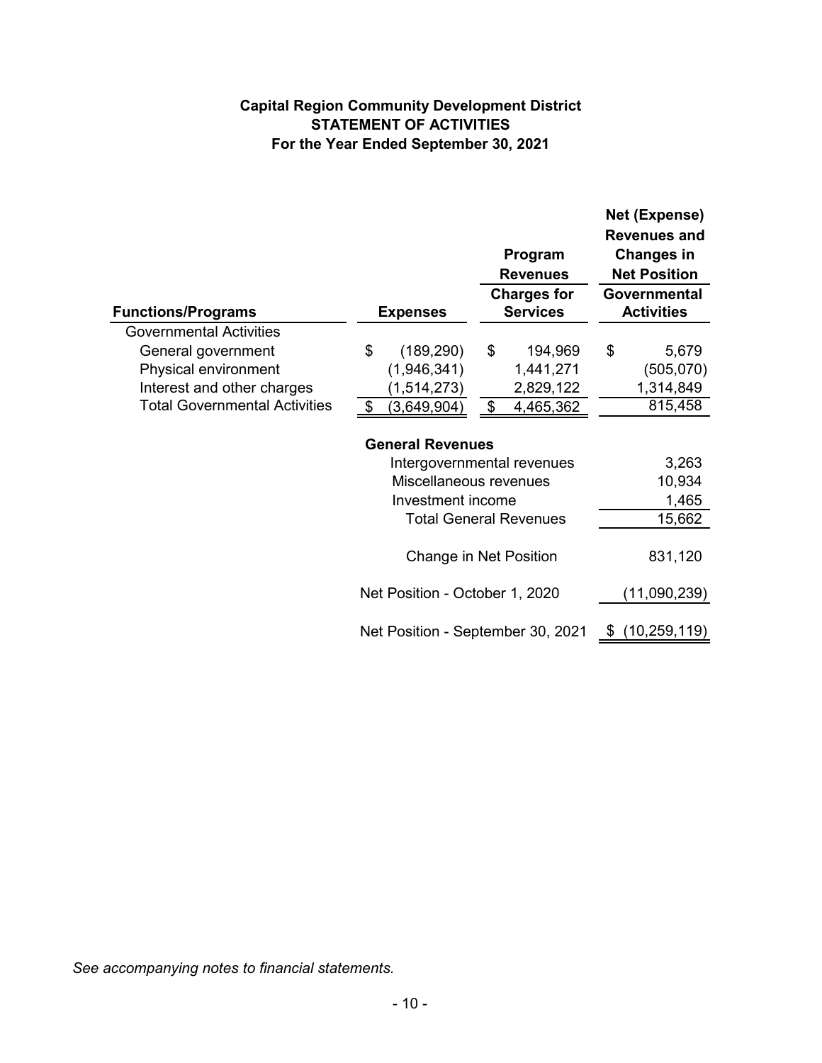**Capital Region Community Development District**
**STATEMENT OF ACTIVITIES**
**For the Year Ended September 30, 2021**

| Functions/Programs | Expenses | Program Revenues Charges for Services | Net (Expense) Revenues and Changes in Net Position Governmental Activities |
|---|---|---|---|
| Governmental Activities | | | |
| General government | $ (189,290) | $ 194,969 | $ 5,679 |
| Physical environment | (1,946,341) | 1,441,271 | (505,070) |
| Interest and other charges | (1,514,273) | 2,829,122 | 1,314,849 |
| Total Governmental Activities | $ (3,649,904) | $ 4,465,362 | 815,458 |
| | **General Revenues** | | |
| | Intergovernmental revenues | | 3,263 |
| | Miscellaneous revenues | | 10,934 |
| | Investment income | | 1,465 |
| | Total General Revenues | | 15,662 |
| | Change in Net Position | | 831,120 |
| | Net Position - October 1, 2020 | | (11,090,239) |
| | Net Position - September 30, 2021 | | $ (10,259,119) |

*See accompanying notes to financial statements.*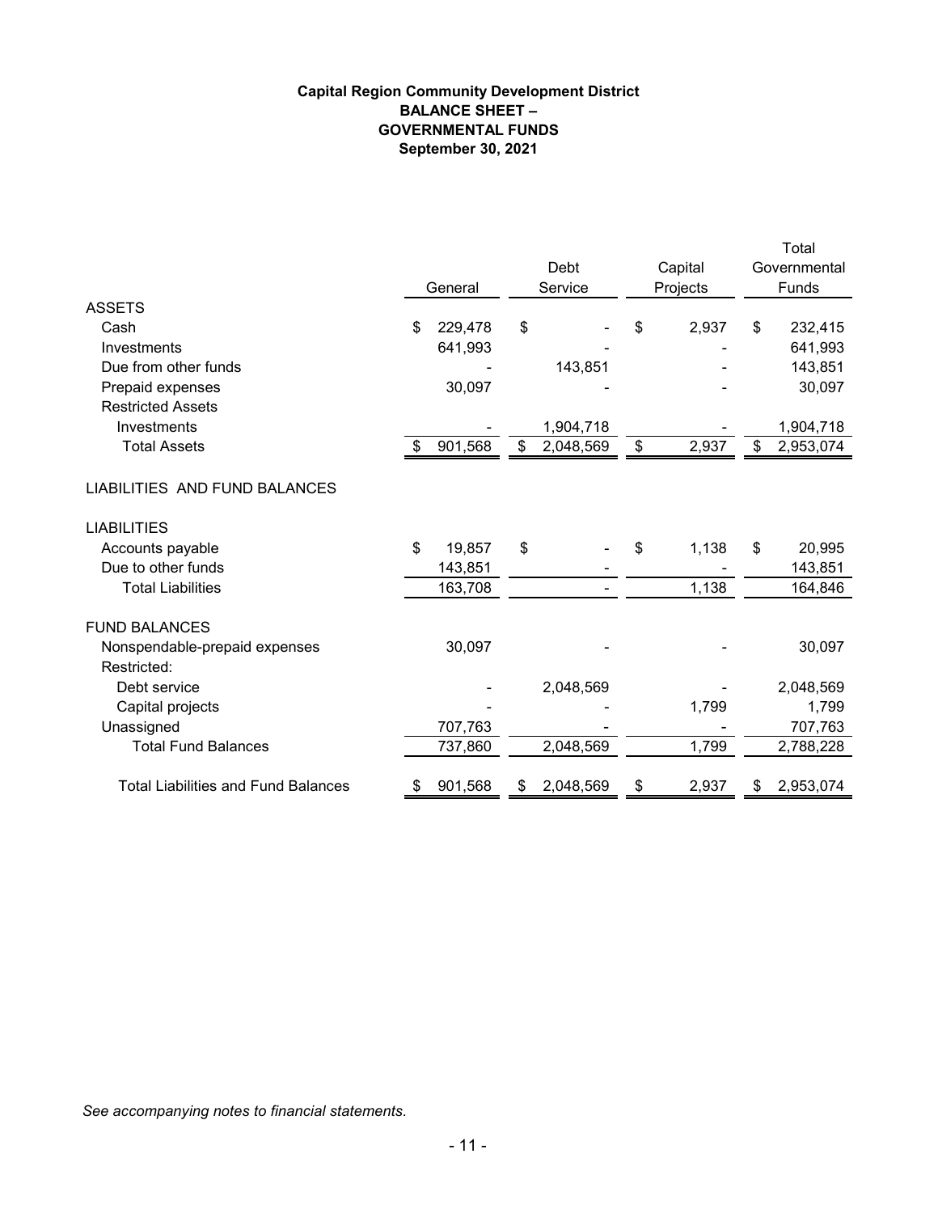**Capital Region Community Development District**
**BALANCE SHEET –**
**GOVERNMENTAL FUNDS**
**September 30, 2021**

| | General | Debt Service | Capital Projects | Total Governmental Funds |
|---|---|---|---|---|
| ASSETS | | | | |
| Cash | $ 229,478 | $ - | $ 2,937 | $ 232,415 |
| Investments | 641,993 | - | - | 641,993 |
| Due from other funds | - | 143,851 | - | 143,851 |
| Prepaid expenses | 30,097 | - | - | 30,097 |
| Restricted Assets | | | | |
| Investments | - | 1,904,718 | - | 1,904,718 |
| Total Assets | $ 901,568 | $ 2,048,569 | $ 2,937 | $ 2,953,074 |
| LIABILITIES AND FUND BALANCES | | | | |
| LIABILITIES | | | | |
| Accounts payable | $ 19,857 | $ - | $ 1,138 | $ 20,995 |
| Due to other funds | 143,851 | - | - | 143,851 |
| Total Liabilities | 163,708 | - | 1,138 | 164,846 |
| FUND BALANCES | | | | |
| Nonspendable-prepaid expenses | 30,097 | - | - | 30,097 |
| Restricted: | | | | |
| Debt service | - | 2,048,569 | - | 2,048,569 |
| Capital projects | - | - | 1,799 | 1,799 |
| Unassigned | 707,763 | - | - | 707,763 |
| Total Fund Balances | 737,860 | 2,048,569 | 1,799 | 2,788,228 |
| Total Liabilities and Fund Balances | $ 901,568 | $ 2,048,569 | $ 2,937 | $ 2,953,074 |

*See accompanying notes to financial statements.*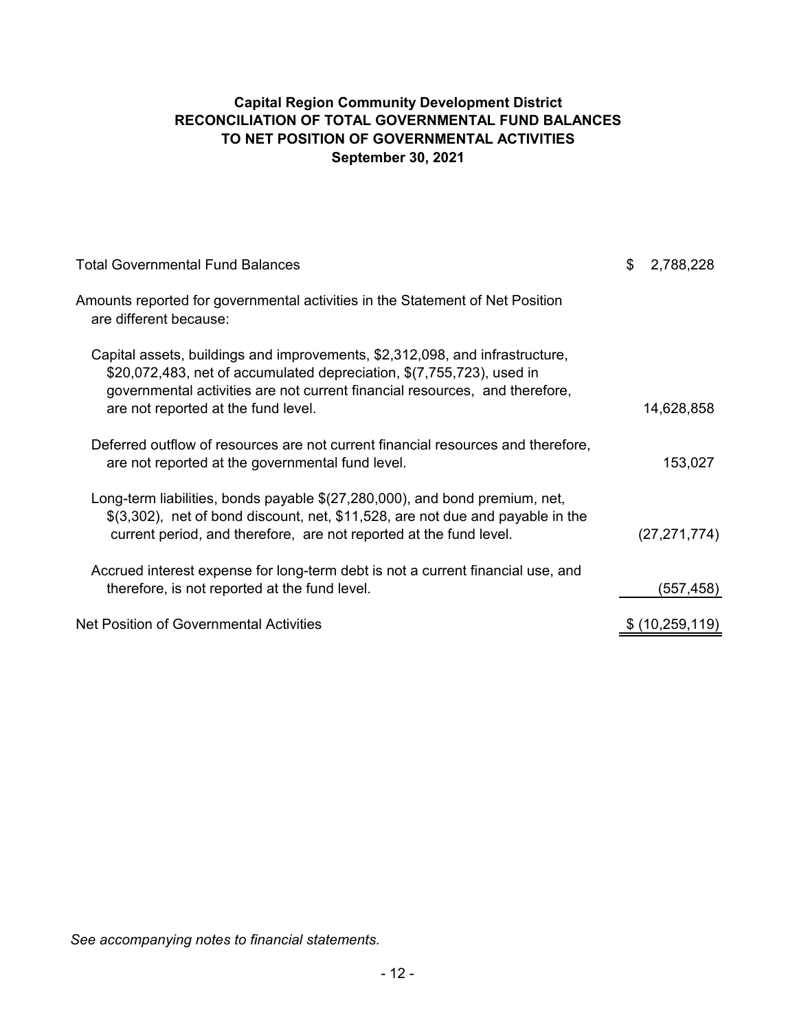**Capital Region Community Development District**
**RECONCILIATION OF TOTAL GOVERNMENTAL FUND BALANCES**
**TO NET POSITION OF GOVERNMENTAL ACTIVITIES**
**September 30, 2021**

| | |
|---|---|
| Total Governmental Fund Balances | $ 2,788,228 |
| Amounts reported for governmental activities in the Statement of Net Position are different because: | |
| Capital assets, buildings and improvements, $2,312,098, and infrastructure, $20,072,483, net of accumulated depreciation, $(7,755,723), used in governmental activities are not current financial resources, and therefore, are not reported at the fund level. | 14,628,858 |
| Deferred outflow of resources are not current financial resources and therefore, are not reported at the governmental fund level. | 153,027 |
| Long-term liabilities, bonds payable $(27,280,000), and bond premium, net, $(3,302), net of bond discount, net, $11,528, are not due and payable in the current period, and therefore, are not reported at the fund level. | (27,271,774) |
| Accrued interest expense for long-term debt is not a current financial use, and therefore, is not reported at the fund level. | (557,458) |
| Net Position of Governmental Activities | $ (10,259,119) |

*See accompanying notes to financial statements.*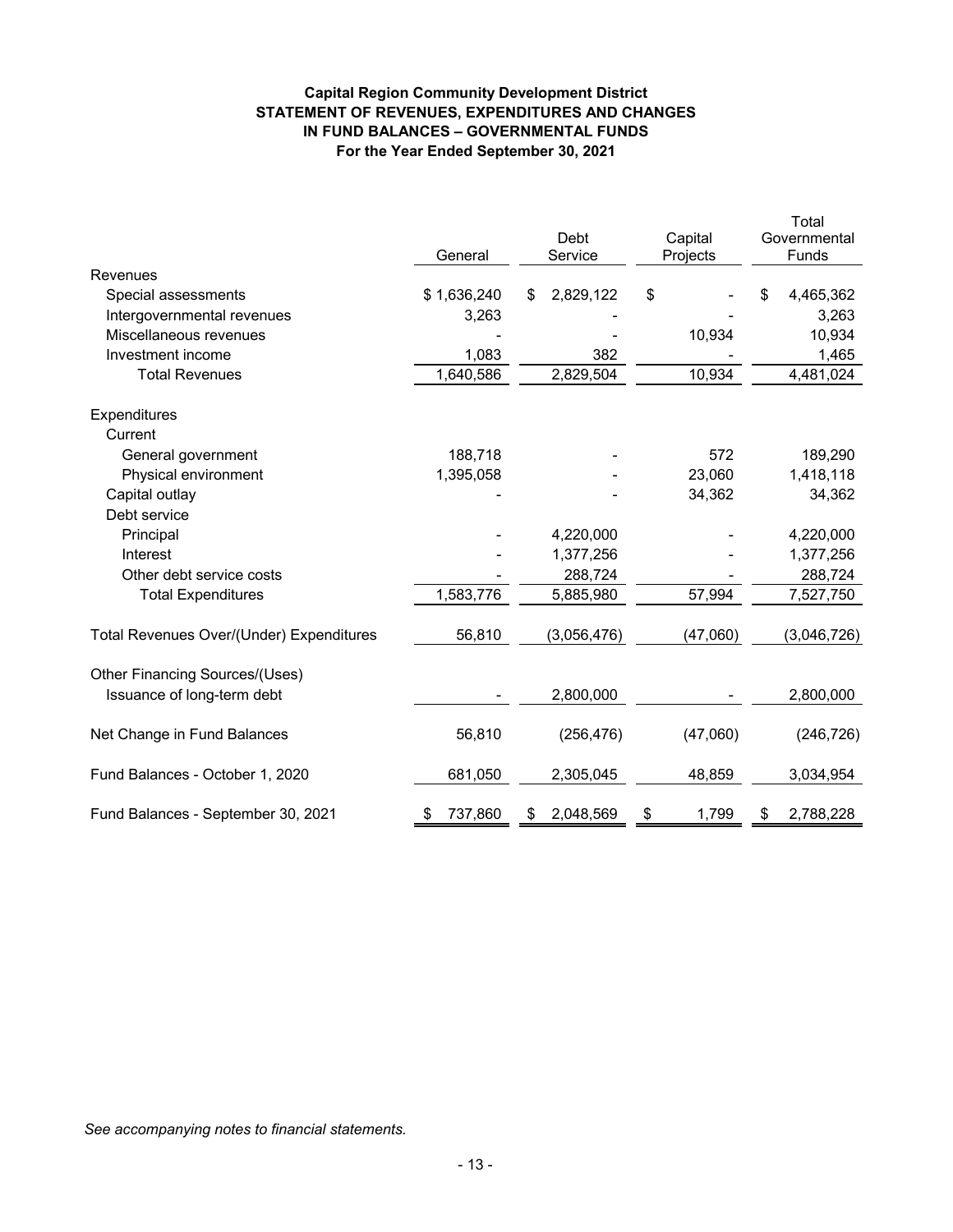**Capital Region Community Development District**
**STATEMENT OF REVENUES, EXPENDITURES AND CHANGES IN FUND BALANCES – GOVERNMENTAL FUNDS**
**For the Year Ended September 30, 2021**

| | General | Debt Service | Capital Projects | Total Governmental Funds |
|---|---|---|---|---|
| Revenues | | | | |
| Special assessments | $ 1,636,240 | $ 2,829,122 | $ - | $ 4,465,362 |
| Intergovernmental revenues | 3,263 | - | - | 3,263 |
| Miscellaneous revenues | - | - | 10,934 | 10,934 |
| Investment income | 1,083 | 382 | - | 1,465 |
| Total Revenues | 1,640,586 | 2,829,504 | 10,934 | 4,481,024 |
| Expenditures | | | | |
| Current | | | | |
| General government | 188,718 | - | 572 | 189,290 |
| Physical environment | 1,395,058 | - | 23,060 | 1,418,118 |
| Capital outlay | - | - | 34,362 | 34,362 |
| Debt service | | | | |
| Principal | - | 4,220,000 | - | 4,220,000 |
| Interest | - | 1,377,256 | - | 1,377,256 |
| Other debt service costs | - | 288,724 | - | 288,724 |
| Total Expenditures | 1,583,776 | 5,885,980 | 57,994 | 7,527,750 |
| Total Revenues Over/(Under) Expenditures | 56,810 | (3,056,476) | (47,060) | (3,046,726) |
| Other Financing Sources/(Uses) | | | | |
| Issuance of long-term debt | - | 2,800,000 | - | 2,800,000 |
| Net Change in Fund Balances | 56,810 | (256,476) | (47,060) | (246,726) |
| Fund Balances - October 1, 2020 | 681,050 | 2,305,045 | 48,859 | 3,034,954 |
| Fund Balances - September 30, 2021 | $ 737,860 | $ 2,048,569 | $ 1,799 | $ 2,788,228 |

*See accompanying notes to financial statements.*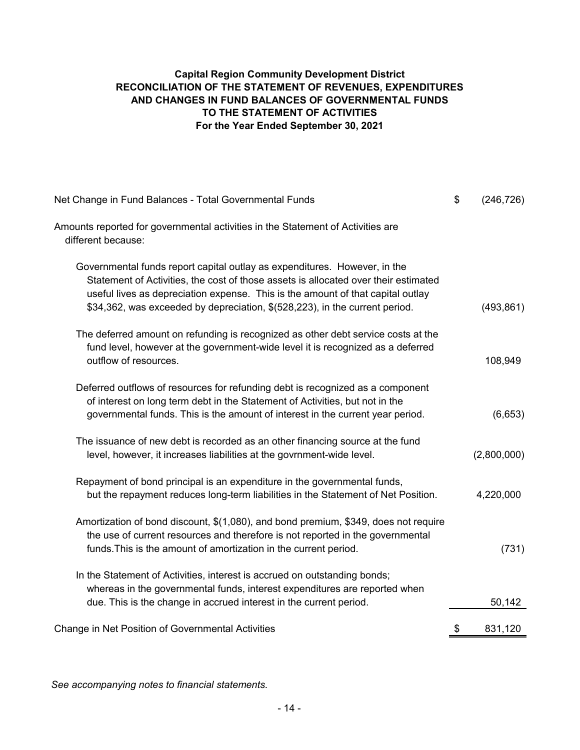**Capital Region Community Development District**
**RECONCILIATION OF THE STATEMENT OF REVENUES, EXPENDITURES AND CHANGES IN FUND BALANCES OF GOVERNMENTAL FUNDS TO THE STATEMENT OF ACTIVITIES**
**For the Year Ended September 30, 2021**

| | |
|---|---|
| Net Change in Fund Balances - Total Governmental Funds | $ (246,726) |
| Amounts reported for governmental activities in the Statement of Activities are different because: | |
| Governmental funds report capital outlay as expenditures. However, in the Statement of Activities, the cost of those assets is allocated over their estimated useful lives as depreciation expense. This is the amount of that capital outlay $34,362, was exceeded by depreciation, $(528,223), in the current period. | (493,861) |
| The deferred amount on refunding is recognized as other debt service costs at the fund level, however at the government-wide level it is recognized as a deferred outflow of resources. | 108,949 |
| Deferred outflows of resources for refunding debt is recognized as a component of interest on long term debt in the Statement of Activities, but not in the governmental funds. This is the amount of interest in the current year period. | (6,653) |
| The issuance of new debt is recorded as an other financing source at the fund level, however, it increases liabilities at the govrnment-wide level. | (2,800,000) |
| Repayment of bond principal is an expenditure in the governmental funds, but the repayment reduces long-term liabilities in the Statement of Net Position. | 4,220,000 |
| Amortization of bond discount, $(1,080), and bond premium, $349, does not require the use of current resources and therefore is not reported in the governmental funds.This is the amount of amortization in the current period. | (731) |
| In the Statement of Activities, interest is accrued on outstanding bonds; whereas in the governmental funds, interest expenditures are reported when due. This is the change in accrued interest in the current period. | 50,142 |
| Change in Net Position of Governmental Activities | $ 831,120 |

*See accompanying notes to financial statements.*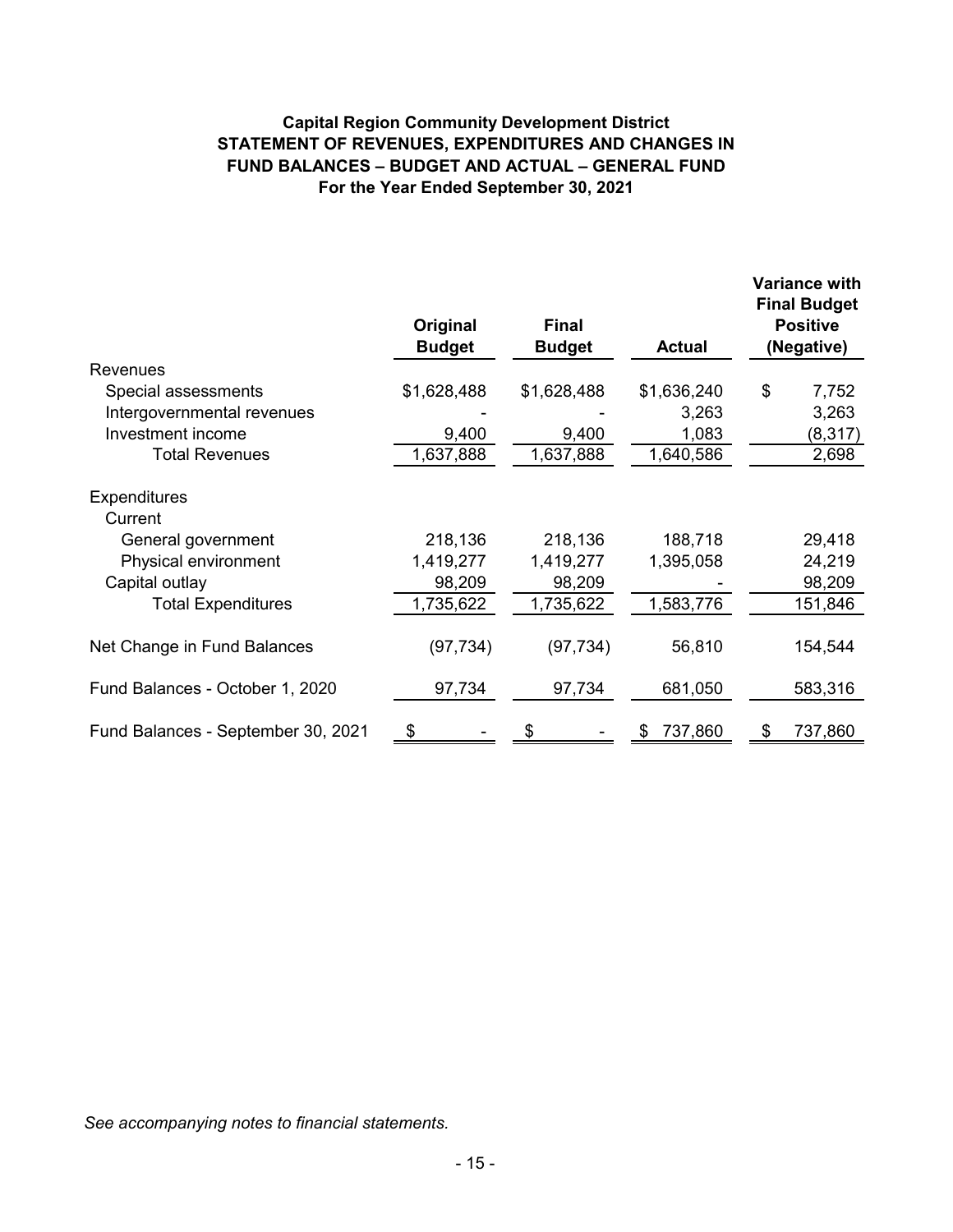**Capital Region Community Development District**
**STATEMENT OF REVENUES, EXPENDITURES AND CHANGES IN FUND BALANCES – BUDGET AND ACTUAL – GENERAL FUND**
**For the Year Ended September 30, 2021**

| | Original Budget | Final Budget | Actual | Variance with Final Budget Positive (Negative) |
|---|---|---|---|---|
| Revenues | | | | |
| Special assessments | $1,628,488 | $1,628,488 | $1,636,240 | $ 7,752 |
| Intergovernmental revenues | - | - | 3,263 | 3,263 |
| Investment income | 9,400 | 9,400 | 1,083 | (8,317) |
| Total Revenues | 1,637,888 | 1,637,888 | 1,640,586 | 2,698 |
| Expenditures | | | | |
| Current | | | | |
| General government | 218,136 | 218,136 | 188,718 | 29,418 |
| Physical environment | 1,419,277 | 1,419,277 | 1,395,058 | 24,219 |
| Capital outlay | 98,209 | 98,209 | - | 98,209 |
| Total Expenditures | 1,735,622 | 1,735,622 | 1,583,776 | 151,846 |
| Net Change in Fund Balances | (97,734) | (97,734) | 56,810 | 154,544 |
| Fund Balances - October 1, 2020 | 97,734 | 97,734 | 681,050 | 583,316 |
| Fund Balances - September 30, 2021 | $ - | $ - | $ 737,860 | $ 737,860 |

*See accompanying notes to financial statements.*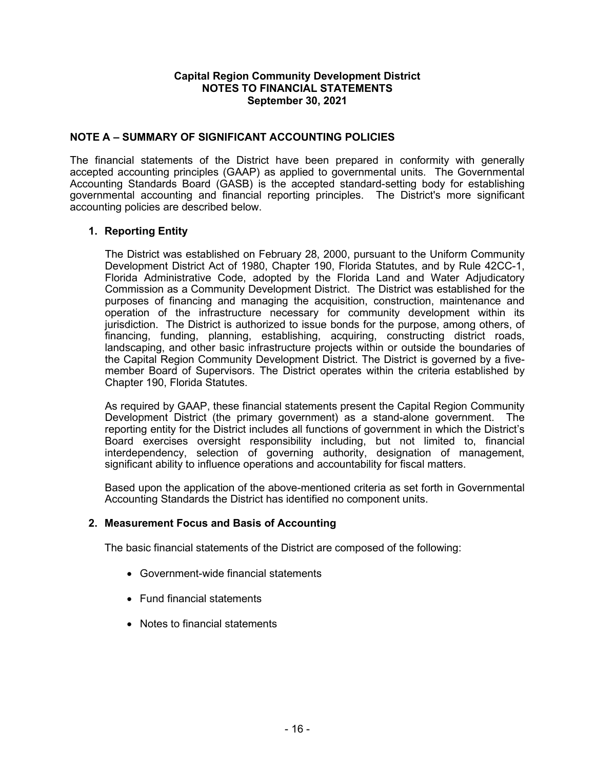**Capital Region Community Development District**
**NOTES TO FINANCIAL STATEMENTS**
**September 30, 2021**

## NOTE A – SUMMARY OF SIGNIFICANT ACCOUNTING POLICIES

The financial statements of the District have been prepared in conformity with generally accepted accounting principles (GAAP) as applied to governmental units. The Governmental Accounting Standards Board (GASB) is the accepted standard-setting body for establishing governmental accounting and financial reporting principles. The District's more significant accounting policies are described below.

### 1. Reporting Entity

The District was established on February 28, 2000, pursuant to the Uniform Community Development District Act of 1980, Chapter 190, Florida Statutes, and by Rule 42CC-1, Florida Administrative Code, adopted by the Florida Land and Water Adjudicatory Commission as a Community Development District. The District was established for the purposes of financing and managing the acquisition, construction, maintenance and operation of the infrastructure necessary for community development within its jurisdiction. The District is authorized to issue bonds for the purpose, among others, of financing, funding, planning, establishing, acquiring, constructing district roads, landscaping, and other basic infrastructure projects within or outside the boundaries of the Capital Region Community Development District. The District is governed by a five-member Board of Supervisors. The District operates within the criteria established by Chapter 190, Florida Statutes.

As required by GAAP, these financial statements present the Capital Region Community Development District (the primary government) as a stand-alone government. The reporting entity for the District includes all functions of government in which the District's Board exercises oversight responsibility including, but not limited to, financial interdependency, selection of governing authority, designation of management, significant ability to influence operations and accountability for fiscal matters.

Based upon the application of the above-mentioned criteria as set forth in Governmental Accounting Standards the District has identified no component units.

### 2. Measurement Focus and Basis of Accounting

The basic financial statements of the District are composed of the following:

- Government-wide financial statements
- Fund financial statements
- Notes to financial statements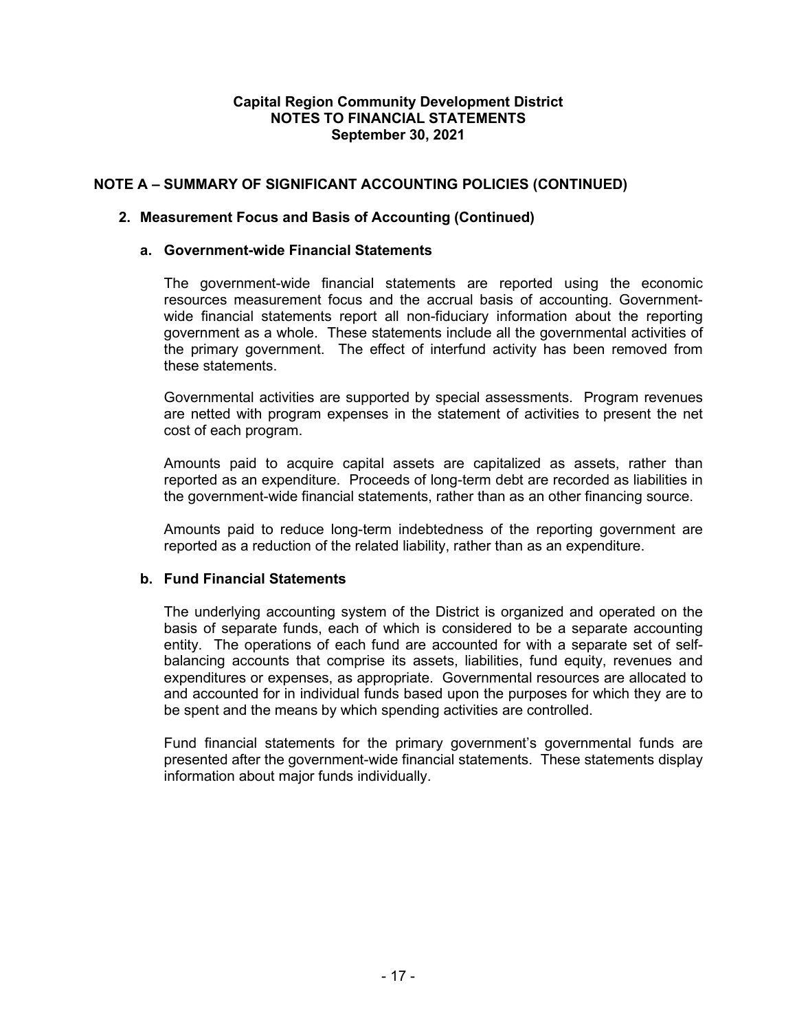**Capital Region Community Development District**
**NOTES TO FINANCIAL STATEMENTS**
**September 30, 2021**

## NOTE A – SUMMARY OF SIGNIFICANT ACCOUNTING POLICIES (CONTINUED)

### 2. Measurement Focus and Basis of Accounting (Continued)

#### a. Government-wide Financial Statements

The government-wide financial statements are reported using the economic resources measurement focus and the accrual basis of accounting. Government-wide financial statements report all non-fiduciary information about the reporting government as a whole. These statements include all the governmental activities of the primary government. The effect of interfund activity has been removed from these statements.

Governmental activities are supported by special assessments. Program revenues are netted with program expenses in the statement of activities to present the net cost of each program.

Amounts paid to acquire capital assets are capitalized as assets, rather than reported as an expenditure. Proceeds of long-term debt are recorded as liabilities in the government-wide financial statements, rather than as an other financing source.

Amounts paid to reduce long-term indebtedness of the reporting government are reported as a reduction of the related liability, rather than as an expenditure.

#### b. Fund Financial Statements

The underlying accounting system of the District is organized and operated on the basis of separate funds, each of which is considered to be a separate accounting entity. The operations of each fund are accounted for with a separate set of self-balancing accounts that comprise its assets, liabilities, fund equity, revenues and expenditures or expenses, as appropriate. Governmental resources are allocated to and accounted for in individual funds based upon the purposes for which they are to be spent and the means by which spending activities are controlled.

Fund financial statements for the primary government's governmental funds are presented after the government-wide financial statements. These statements display information about major funds individually.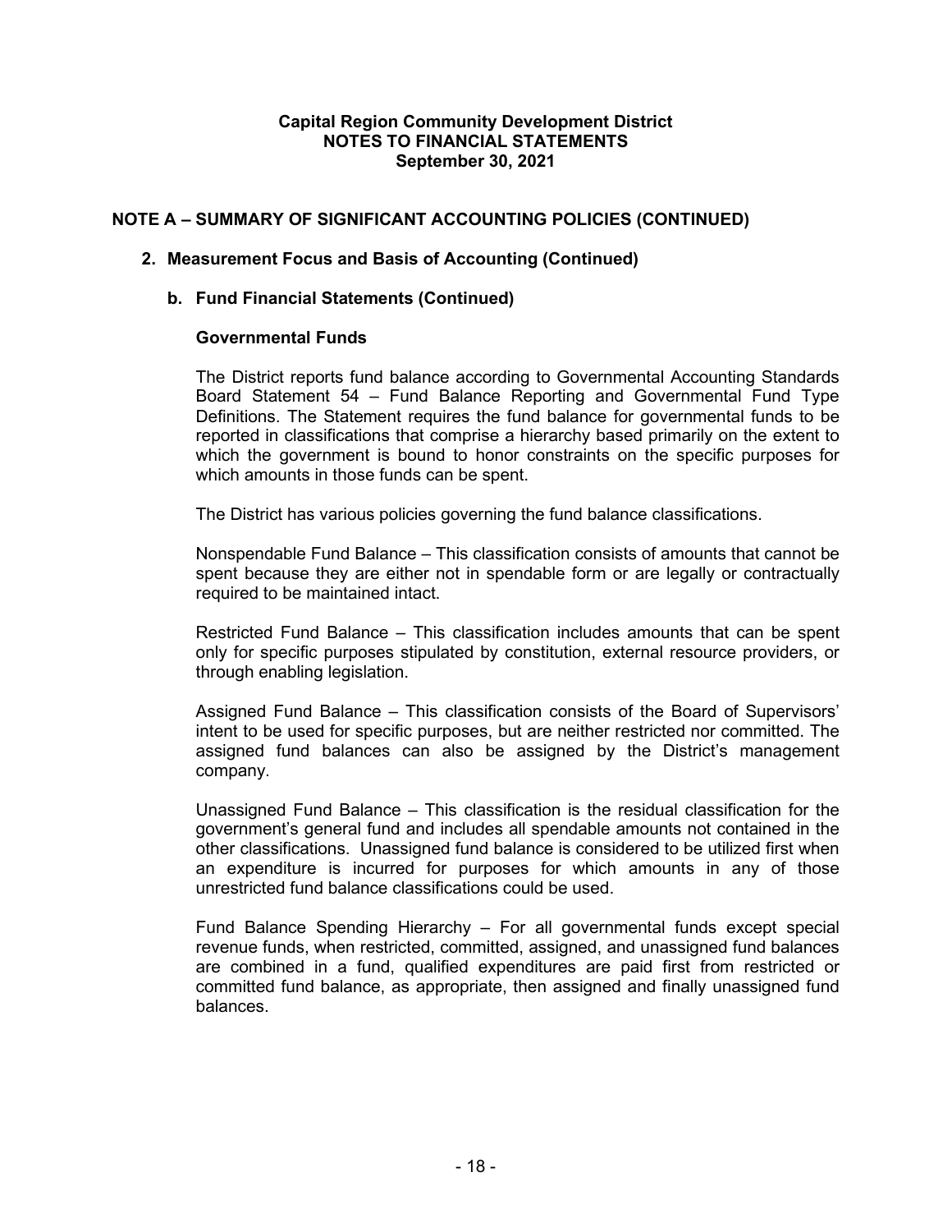**Capital Region Community Development District**
**NOTES TO FINANCIAL STATEMENTS**
**September 30, 2021**

## NOTE A – SUMMARY OF SIGNIFICANT ACCOUNTING POLICIES (CONTINUED)

### 2. Measurement Focus and Basis of Accounting (Continued)

#### b. Fund Financial Statements (Continued)

**Governmental Funds**

The District reports fund balance according to Governmental Accounting Standards Board Statement 54 – Fund Balance Reporting and Governmental Fund Type Definitions. The Statement requires the fund balance for governmental funds to be reported in classifications that comprise a hierarchy based primarily on the extent to which the government is bound to honor constraints on the specific purposes for which amounts in those funds can be spent.

The District has various policies governing the fund balance classifications.

Nonspendable Fund Balance – This classification consists of amounts that cannot be spent because they are either not in spendable form or are legally or contractually required to be maintained intact.

Restricted Fund Balance – This classification includes amounts that can be spent only for specific purposes stipulated by constitution, external resource providers, or through enabling legislation.

Assigned Fund Balance – This classification consists of the Board of Supervisors' intent to be used for specific purposes, but are neither restricted nor committed. The assigned fund balances can also be assigned by the District's management company.

Unassigned Fund Balance – This classification is the residual classification for the government's general fund and includes all spendable amounts not contained in the other classifications. Unassigned fund balance is considered to be utilized first when an expenditure is incurred for purposes for which amounts in any of those unrestricted fund balance classifications could be used.

Fund Balance Spending Hierarchy – For all governmental funds except special revenue funds, when restricted, committed, assigned, and unassigned fund balances are combined in a fund, qualified expenditures are paid first from restricted or committed fund balance, as appropriate, then assigned and finally unassigned fund balances.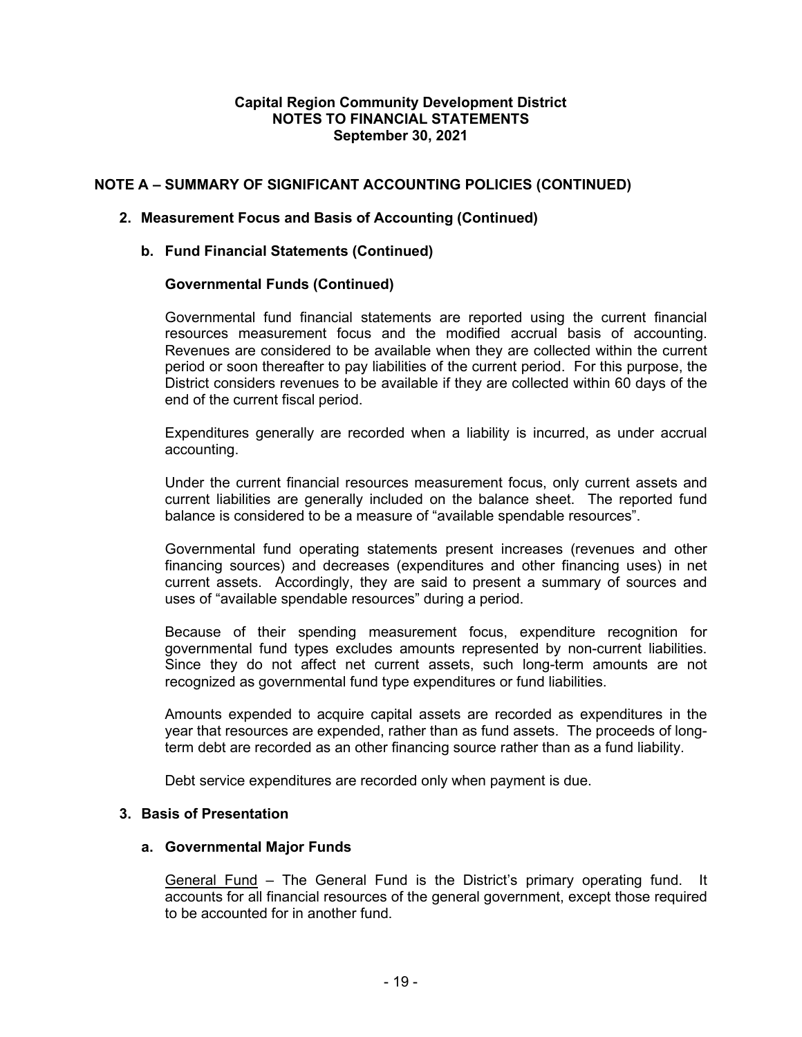**Capital Region Community Development District**
**NOTES TO FINANCIAL STATEMENTS**
**September 30, 2021**

## NOTE A – SUMMARY OF SIGNIFICANT ACCOUNTING POLICIES (CONTINUED)

### 2. Measurement Focus and Basis of Accounting (Continued)

#### b. Fund Financial Statements (Continued)

**Governmental Funds (Continued)**

Governmental fund financial statements are reported using the current financial resources measurement focus and the modified accrual basis of accounting. Revenues are considered to be available when they are collected within the current period or soon thereafter to pay liabilities of the current period. For this purpose, the District considers revenues to be available if they are collected within 60 days of the end of the current fiscal period.

Expenditures generally are recorded when a liability is incurred, as under accrual accounting.

Under the current financial resources measurement focus, only current assets and current liabilities are generally included on the balance sheet. The reported fund balance is considered to be a measure of "available spendable resources".

Governmental fund operating statements present increases (revenues and other financing sources) and decreases (expenditures and other financing uses) in net current assets. Accordingly, they are said to present a summary of sources and uses of "available spendable resources" during a period.

Because of their spending measurement focus, expenditure recognition for governmental fund types excludes amounts represented by non-current liabilities. Since they do not affect net current assets, such long-term amounts are not recognized as governmental fund type expenditures or fund liabilities.

Amounts expended to acquire capital assets are recorded as expenditures in the year that resources are expended, rather than as fund assets. The proceeds of long-term debt are recorded as an other financing source rather than as a fund liability.

Debt service expenditures are recorded only when payment is due.

### 3. Basis of Presentation

#### a. Governmental Major Funds

General Fund – The General Fund is the District's primary operating fund. It accounts for all financial resources of the general government, except those required to be accounted for in another fund.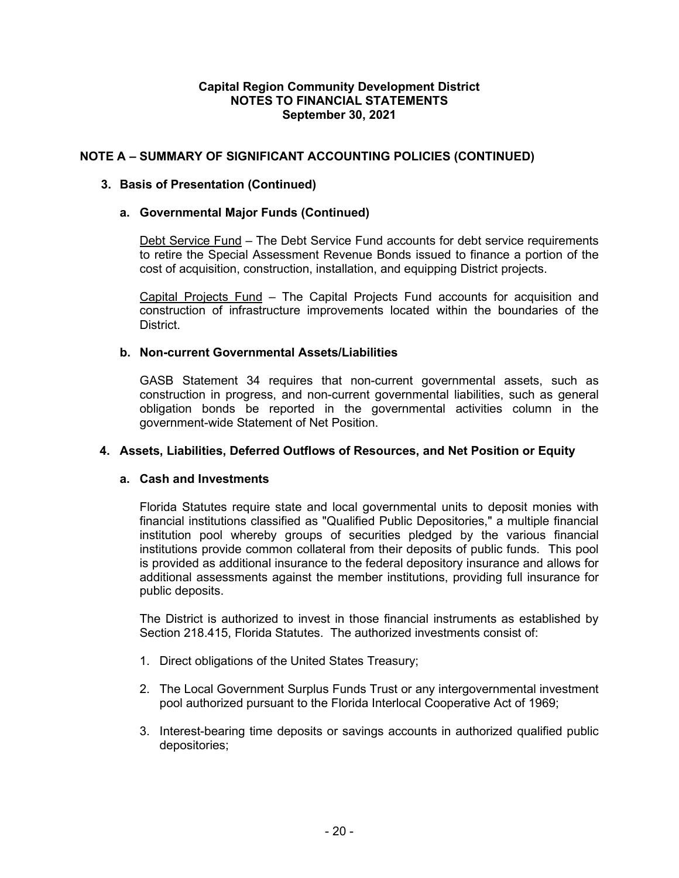## NOTE A – SUMMARY OF SIGNIFICANT ACCOUNTING POLICIES (CONTINUED)

### 3. Basis of Presentation (Continued)

#### a. Governmental Major Funds (Continued)

Debt Service Fund – The Debt Service Fund accounts for debt service requirements to retire the Special Assessment Revenue Bonds issued to finance a portion of the cost of acquisition, construction, installation, and equipping District projects.

Capital Projects Fund – The Capital Projects Fund accounts for acquisition and construction of infrastructure improvements located within the boundaries of the District.

#### b. Non-current Governmental Assets/Liabilities

GASB Statement 34 requires that non-current governmental assets, such as construction in progress, and non-current governmental liabilities, such as general obligation bonds be reported in the governmental activities column in the government-wide Statement of Net Position.

### 4. Assets, Liabilities, Deferred Outflows of Resources, and Net Position or Equity

#### a. Cash and Investments

Florida Statutes require state and local governmental units to deposit monies with financial institutions classified as "Qualified Public Depositories," a multiple financial institution pool whereby groups of securities pledged by the various financial institutions provide common collateral from their deposits of public funds. This pool is provided as additional insurance to the federal depository insurance and allows for additional assessments against the member institutions, providing full insurance for public deposits.

The District is authorized to invest in those financial instruments as established by Section 218.415, Florida Statutes. The authorized investments consist of:

1. Direct obligations of the United States Treasury;
2. The Local Government Surplus Funds Trust or any intergovernmental investment pool authorized pursuant to the Florida Interlocal Cooperative Act of 1969;
3. Interest-bearing time deposits or savings accounts in authorized qualified public depositories;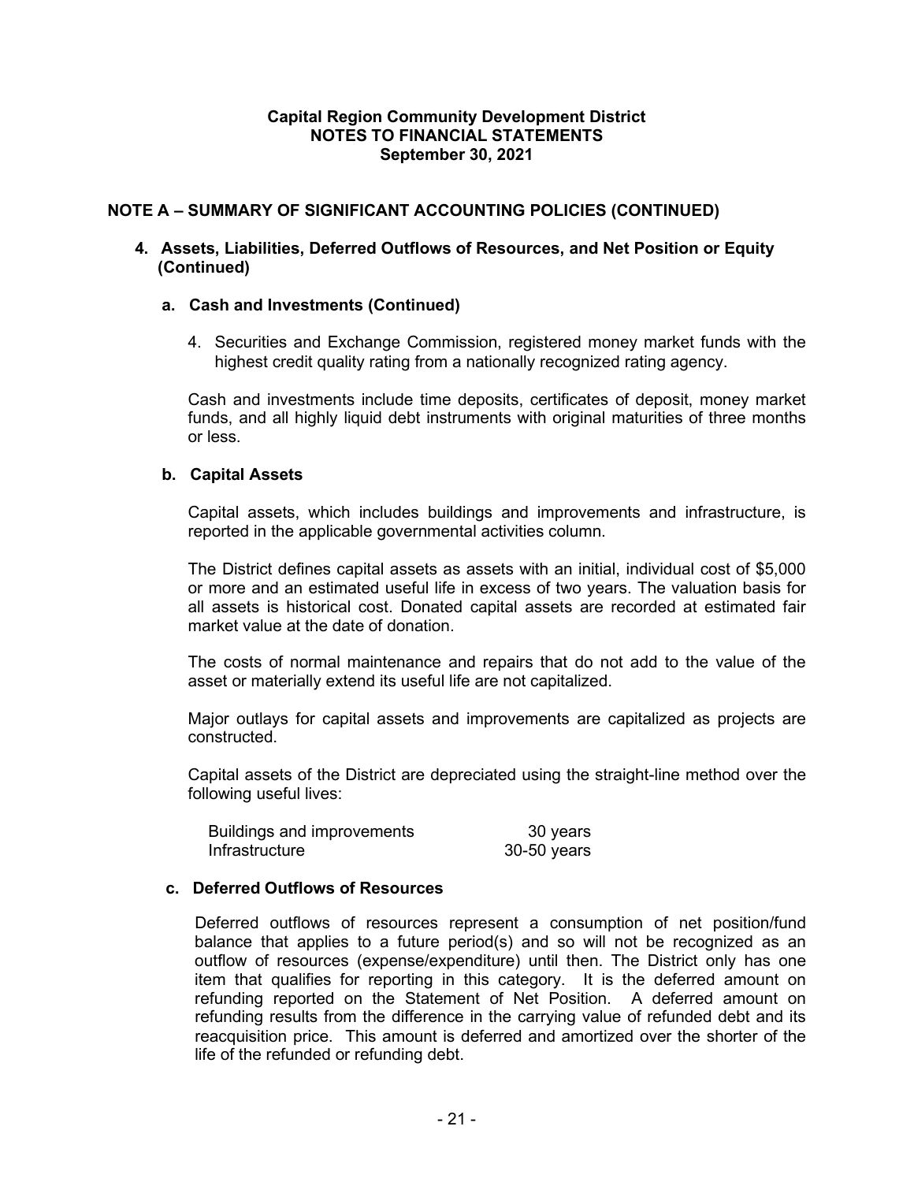# Capital Region Community Development District
## NOTES TO FINANCIAL STATEMENTS
### September 30, 2021

## NOTE A – SUMMARY OF SIGNIFICANT ACCOUNTING POLICIES (CONTINUED)

### 4. Assets, Liabilities, Deferred Outflows of Resources, and Net Position or Equity (Continued)

#### a. Cash and Investments (Continued)

4. Securities and Exchange Commission, registered money market funds with the highest credit quality rating from a nationally recognized rating agency.

Cash and investments include time deposits, certificates of deposit, money market funds, and all highly liquid debt instruments with original maturities of three months or less.

#### b. Capital Assets

Capital assets, which includes buildings and improvements and infrastructure, is reported in the applicable governmental activities column.

The District defines capital assets as assets with an initial, individual cost of $5,000 or more and an estimated useful life in excess of two years. The valuation basis for all assets is historical cost. Donated capital assets are recorded at estimated fair market value at the date of donation.

The costs of normal maintenance and repairs that do not add to the value of the asset or materially extend its useful life are not capitalized.

Major outlays for capital assets and improvements are capitalized as projects are constructed.

Capital assets of the District are depreciated using the straight-line method over the following useful lives:

| | |
|---|---|
| Buildings and improvements | 30 years |
| Infrastructure | 30-50 years |

#### c. Deferred Outflows of Resources

Deferred outflows of resources represent a consumption of net position/fund balance that applies to a future period(s) and so will not be recognized as an outflow of resources (expense/expenditure) until then. The District only has one item that qualifies for reporting in this category. It is the deferred amount on refunding reported on the Statement of Net Position. A deferred amount on refunding results from the difference in the carrying value of refunded debt and its reacquisition price. This amount is deferred and amortized over the shorter of the life of the refunded or refunding debt.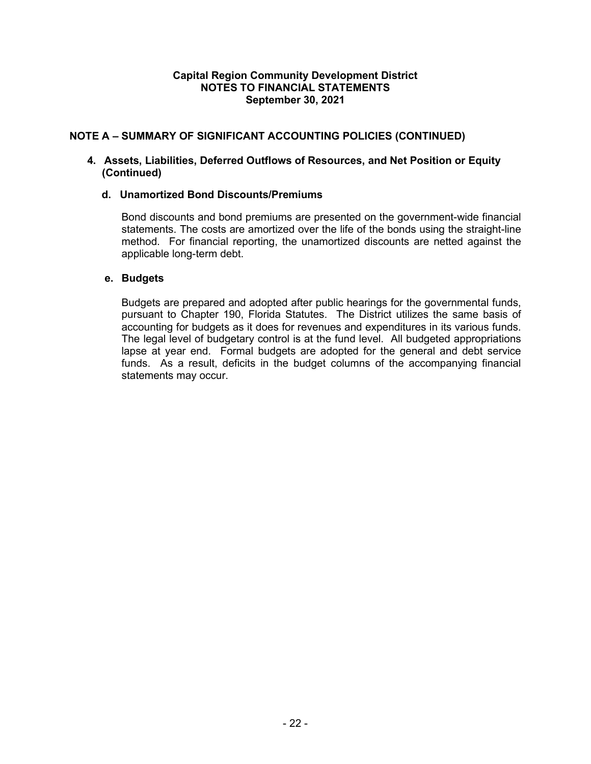## NOTE A – SUMMARY OF SIGNIFICANT ACCOUNTING POLICIES (CONTINUED)

### 4. Assets, Liabilities, Deferred Outflows of Resources, and Net Position or Equity (Continued)

#### d. Unamortized Bond Discounts/Premiums

Bond discounts and bond premiums are presented on the government-wide financial statements. The costs are amortized over the life of the bonds using the straight-line method. For financial reporting, the unamortized discounts are netted against the applicable long-term debt.

#### e. Budgets

Budgets are prepared and adopted after public hearings for the governmental funds, pursuant to Chapter 190, Florida Statutes. The District utilizes the same basis of accounting for budgets as it does for revenues and expenditures in its various funds. The legal level of budgetary control is at the fund level. All budgeted appropriations lapse at year end. Formal budgets are adopted for the general and debt service funds. As a result, deficits in the budget columns of the accompanying financial statements may occur.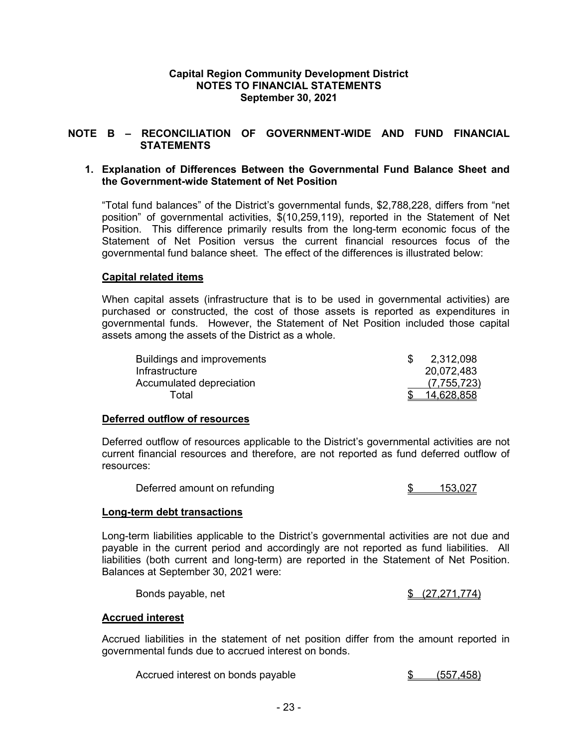**Capital Region Community Development District**
**NOTES TO FINANCIAL STATEMENTS**
**September 30, 2021**

## NOTE B – RECONCILIATION OF GOVERNMENT-WIDE AND FUND FINANCIAL STATEMENTS

### 1. Explanation of Differences Between the Governmental Fund Balance Sheet and the Government-wide Statement of Net Position

"Total fund balances" of the District's governmental funds, $2,788,228, differs from "net position" of governmental activities, $(10,259,119), reported in the Statement of Net Position. This difference primarily results from the long-term economic focus of the Statement of Net Position versus the current financial resources focus of the governmental fund balance sheet. The effect of the differences is illustrated below:

**Capital related items**

When capital assets (infrastructure that is to be used in governmental activities) are purchased or constructed, the cost of those assets is reported as expenditures in governmental funds. However, the Statement of Net Position included those capital assets among the assets of the District as a whole.

| | |
|---|---|
| Buildings and improvements | $ 2,312,098 |
| Infrastructure | 20,072,483 |
| Accumulated depreciation | (7,755,723) |
| Total | $ 14,628,858 |

**Deferred outflow of resources**

Deferred outflow of resources applicable to the District's governmental activities are not current financial resources and therefore, are not reported as fund deferred outflow of resources:

| | |
|---|---|
| Deferred amount on refunding | $ 153,027 |

**Long-term debt transactions**

Long-term liabilities applicable to the District's governmental activities are not due and payable in the current period and accordingly are not reported as fund liabilities. All liabilities (both current and long-term) are reported in the Statement of Net Position. Balances at September 30, 2021 were:

| | |
|---|---|
| Bonds payable, net | $ (27,271,774) |

**Accrued interest**

Accrued liabilities in the statement of net position differ from the amount reported in governmental funds due to accrued interest on bonds.

| | |
|---|---|
| Accrued interest on bonds payable | $ (557,458) |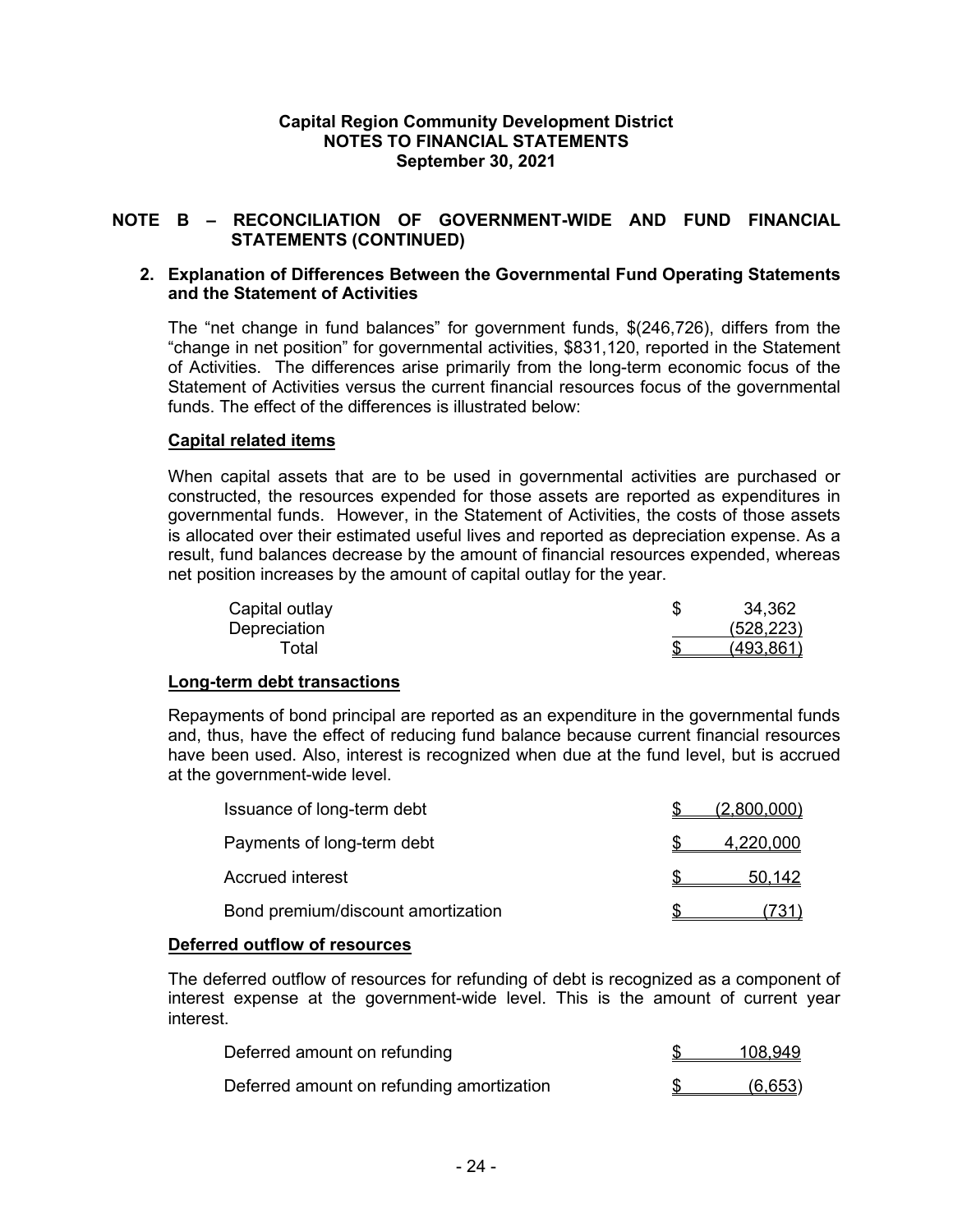**Capital Region Community Development District**
**NOTES TO FINANCIAL STATEMENTS**
**September 30, 2021**

## NOTE B – RECONCILIATION OF GOVERNMENT-WIDE AND FUND FINANCIAL STATEMENTS (CONTINUED)

### 2. Explanation of Differences Between the Governmental Fund Operating Statements and the Statement of Activities

The "net change in fund balances" for government funds, $(246,726), differs from the "change in net position" for governmental activities, $831,120, reported in the Statement of Activities. The differences arise primarily from the long-term economic focus of the Statement of Activities versus the current financial resources focus of the governmental funds. The effect of the differences is illustrated below:

**Capital related items**

When capital assets that are to be used in governmental activities are purchased or constructed, the resources expended for those assets are reported as expenditures in governmental funds. However, in the Statement of Activities, the costs of those assets is allocated over their estimated useful lives and reported as depreciation expense. As a result, fund balances decrease by the amount of financial resources expended, whereas net position increases by the amount of capital outlay for the year.

| | |
|---|---|
| Capital outlay | $ 34,362 |
| Depreciation | (528,223) |
| Total | $ (493,861) |

**Long-term debt transactions**

Repayments of bond principal are reported as an expenditure in the governmental funds and, thus, have the effect of reducing fund balance because current financial resources have been used. Also, interest is recognized when due at the fund level, but is accrued at the government-wide level.

| | |
|---|---|
| Issuance of long-term debt | $ (2,800,000) |
| Payments of long-term debt | $ 4,220,000 |
| Accrued interest | $ 50,142 |
| Bond premium/discount amortization | $ (731) |

**Deferred outflow of resources**

The deferred outflow of resources for refunding of debt is recognized as a component of interest expense at the government-wide level. This is the amount of current year interest.

| | |
|---|---|
| Deferred amount on refunding | $ 108,949 |
| Deferred amount on refunding amortization | $ (6,653) |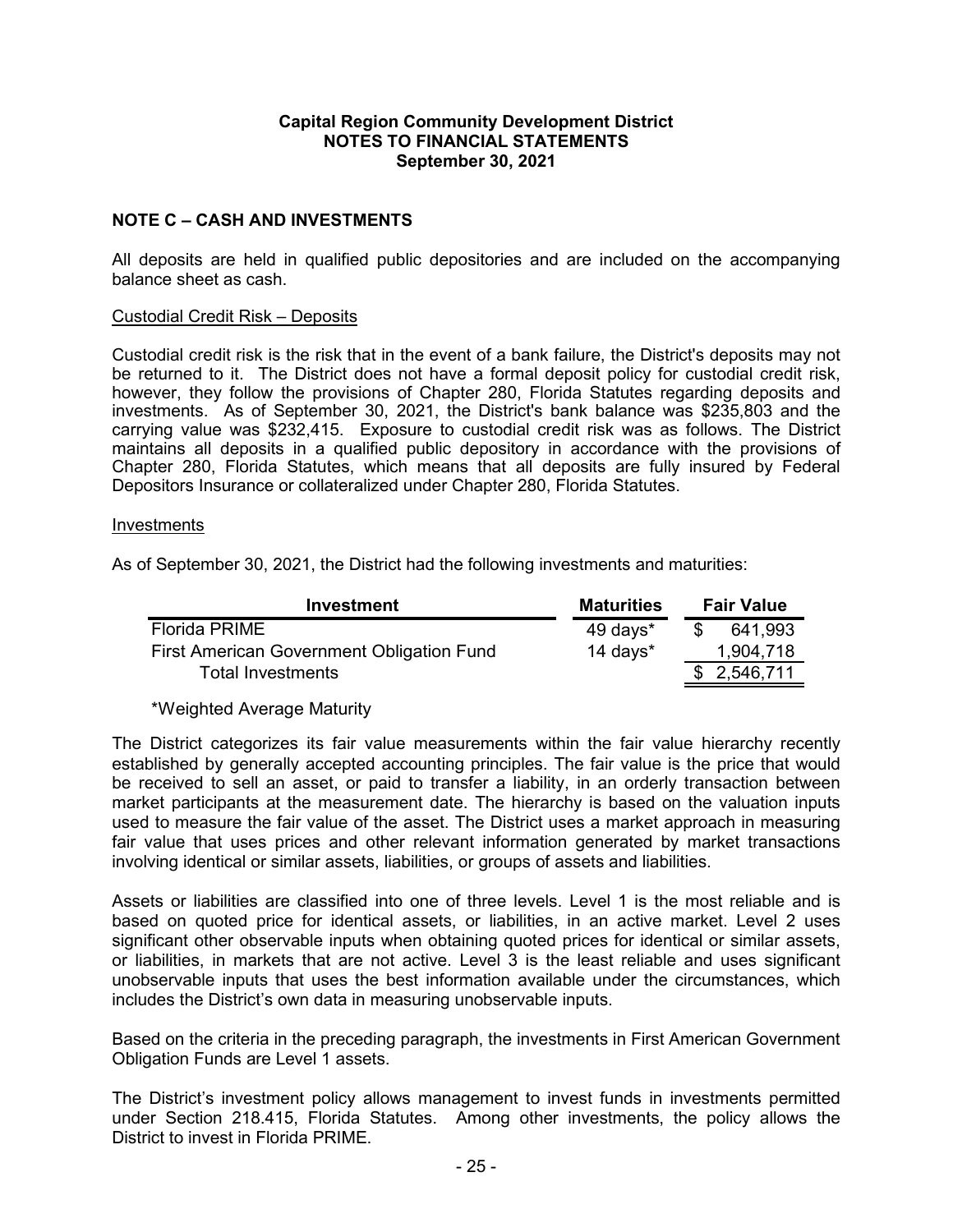**Capital Region Community Development District**
**NOTES TO FINANCIAL STATEMENTS**
**September 30, 2021**

## NOTE C – CASH AND INVESTMENTS

All deposits are held in qualified public depositories and are included on the accompanying balance sheet as cash.

Custodial Credit Risk – Deposits

Custodial credit risk is the risk that in the event of a bank failure, the District's deposits may not be returned to it. The District does not have a formal deposit policy for custodial credit risk, however, they follow the provisions of Chapter 280, Florida Statutes regarding deposits and investments. As of September 30, 2021, the District's bank balance was $235,803 and the carrying value was $232,415. Exposure to custodial credit risk was as follows. The District maintains all deposits in a qualified public depository in accordance with the provisions of Chapter 280, Florida Statutes, which means that all deposits are fully insured by Federal Depositors Insurance or collateralized under Chapter 280, Florida Statutes.

Investments

As of September 30, 2021, the District had the following investments and maturities:

| Investment | Maturities | Fair Value |
|---|---|---|
| Florida PRIME | 49 days* | $ 641,993 |
| First American Government Obligation Fund | 14 days* | 1,904,718 |
| Total Investments | | $ 2,546,711 |

*Weighted Average Maturity

The District categorizes its fair value measurements within the fair value hierarchy recently established by generally accepted accounting principles. The fair value is the price that would be received to sell an asset, or paid to transfer a liability, in an orderly transaction between market participants at the measurement date. The hierarchy is based on the valuation inputs used to measure the fair value of the asset. The District uses a market approach in measuring fair value that uses prices and other relevant information generated by market transactions involving identical or similar assets, liabilities, or groups of assets and liabilities.

Assets or liabilities are classified into one of three levels. Level 1 is the most reliable and is based on quoted price for identical assets, or liabilities, in an active market. Level 2 uses significant other observable inputs when obtaining quoted prices for identical or similar assets, or liabilities, in markets that are not active. Level 3 is the least reliable and uses significant unobservable inputs that uses the best information available under the circumstances, which includes the District's own data in measuring unobservable inputs.

Based on the criteria in the preceding paragraph, the investments in First American Government Obligation Funds are Level 1 assets.

The District's investment policy allows management to invest funds in investments permitted under Section 218.415, Florida Statutes. Among other investments, the policy allows the District to invest in Florida PRIME.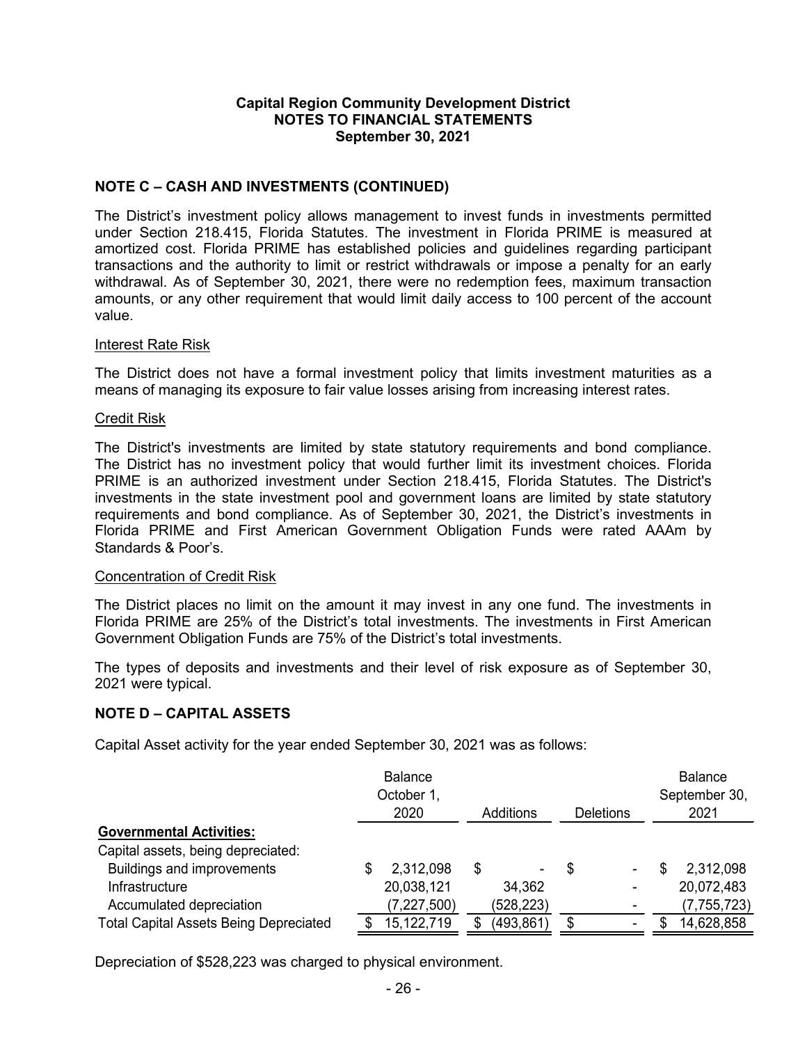## NOTE C – CASH AND INVESTMENTS (CONTINUED)

The District's investment policy allows management to invest funds in investments permitted under Section 218.415, Florida Statutes. The investment in Florida PRIME is measured at amortized cost. Florida PRIME has established policies and guidelines regarding participant transactions and the authority to limit or restrict withdrawals or impose a penalty for an early withdrawal. As of September 30, 2021, there were no redemption fees, maximum transaction amounts, or any other requirement that would limit daily access to 100 percent of the account value.

### Interest Rate Risk

The District does not have a formal investment policy that limits investment maturities as a means of managing its exposure to fair value losses arising from increasing interest rates.

### Credit Risk

The District's investments are limited by state statutory requirements and bond compliance. The District has no investment policy that would further limit its investment choices. Florida PRIME is an authorized investment under Section 218.415, Florida Statutes. The District's investments in the state investment pool and government loans are limited by state statutory requirements and bond compliance. As of September 30, 2021, the District's investments in Florida PRIME and First American Government Obligation Funds were rated AAAm by Standards & Poor's.

### Concentration of Credit Risk

The District places no limit on the amount it may invest in any one fund. The investments in Florida PRIME are 25% of the District's total investments. The investments in First American Government Obligation Funds are 75% of the District's total investments.

The types of deposits and investments and their level of risk exposure as of September 30, 2021 were typical.

## NOTE D – CAPITAL ASSETS

Capital Asset activity for the year ended September 30, 2021 was as follows:

| | Balance October 1, 2020 | Additions | Deletions | Balance September 30, 2021 |
|---|---|---|---|---|
| **Governmental Activities:** | | | | |
| Capital assets, being depreciated: | | | | |
| Buildings and improvements | $ 2,312,098 | $ - | $ - | $ 2,312,098 |
| Infrastructure | 20,038,121 | 34,362 | - | 20,072,483 |
| Accumulated depreciation | (7,227,500) | (528,223) | - | (7,755,723) |
| Total Capital Assets Being Depreciated | $ 15,122,719 | $ (493,861) | $ - | $ 14,628,858 |

Depreciation of $528,223 was charged to physical environment.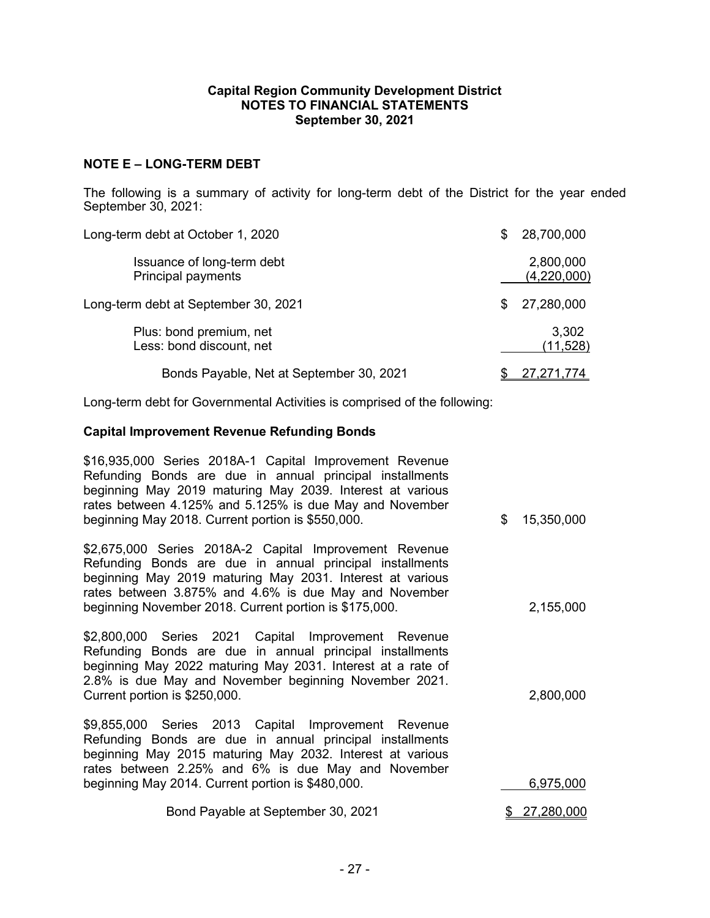**Capital Region Community Development District**
**NOTES TO FINANCIAL STATEMENTS**
**September 30, 2021**

## NOTE E – LONG-TERM DEBT

The following is a summary of activity for long-term debt of the District for the year ended September 30, 2021:

| | |
|---|---|
| Long-term debt at October 1, 2020 | $ 28,700,000 |
| Issuance of long-term debt | 2,800,000 |
| Principal payments | (4,220,000) |
| Long-term debt at September 30, 2021 | $ 27,280,000 |
| Plus: bond premium, net | 3,302 |
| Less: bond discount, net | (11,528) |
| Bonds Payable, Net at September 30, 2021 | $ 27,271,774 |

Long-term debt for Governmental Activities is comprised of the following:

### Capital Improvement Revenue Refunding Bonds

| | |
|---|---|
| $16,935,000 Series 2018A-1 Capital Improvement Revenue Refunding Bonds are due in annual principal installments beginning May 2019 maturing May 2039. Interest at various rates between 4.125% and 5.125% is due May and November beginning May 2018. Current portion is $550,000. | $ 15,350,000 |
| $2,675,000 Series 2018A-2 Capital Improvement Revenue Refunding Bonds are due in annual principal installments beginning May 2019 maturing May 2031. Interest at various rates between 3.875% and 4.6% is due May and November beginning November 2018. Current portion is $175,000. | 2,155,000 |
| $2,800,000 Series 2021 Capital Improvement Revenue Refunding Bonds are due in annual principal installments beginning May 2022 maturing May 2031. Interest at a rate of 2.8% is due May and November beginning November 2021. Current portion is $250,000. | 2,800,000 |
| $9,855,000 Series 2013 Capital Improvement Revenue Refunding Bonds are due in annual principal installments beginning May 2015 maturing May 2032. Interest at various rates between 2.25% and 6% is due May and November beginning May 2014. Current portion is $480,000. | 6,975,000 |
| Bond Payable at September 30, 2021 | $ 27,280,000 |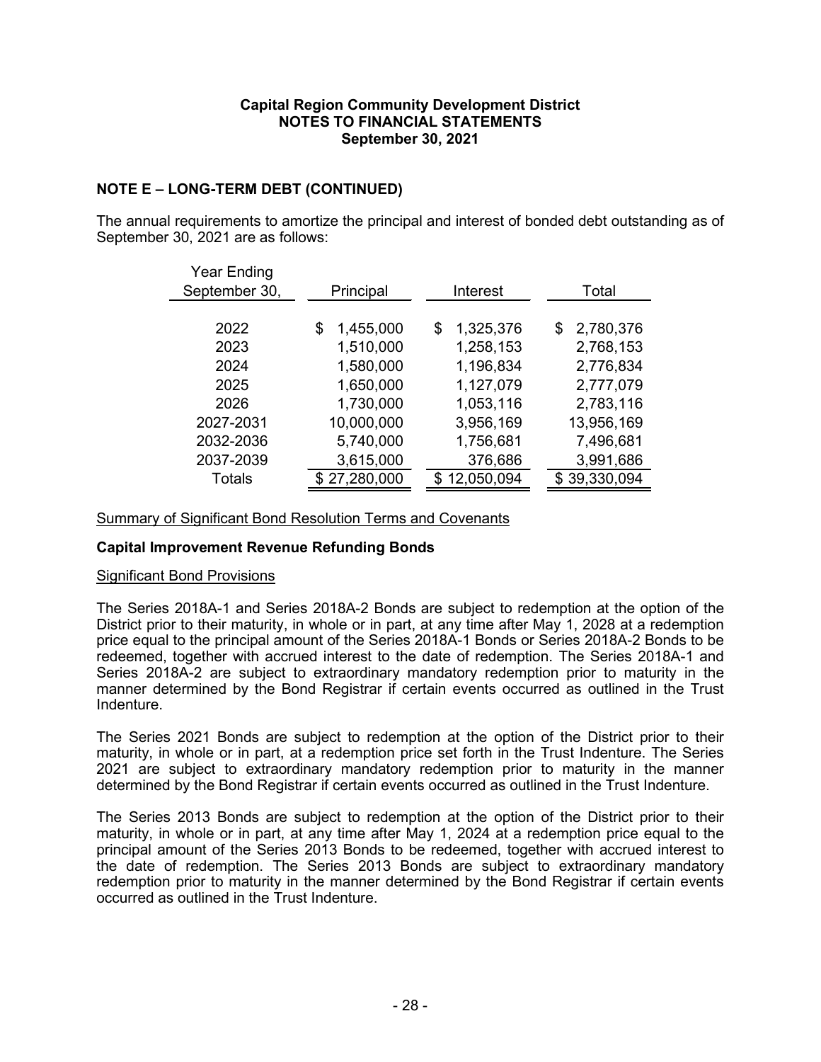**Capital Region Community Development District**
**NOTES TO FINANCIAL STATEMENTS**
**September 30, 2021**

## NOTE E – LONG-TERM DEBT (CONTINUED)

The annual requirements to amortize the principal and interest of bonded debt outstanding as of September 30, 2021 are as follows:

| Year Ending September 30, | Principal | Interest | Total |
|---|---|---|---|
| 2022 | $ 1,455,000 | $ 1,325,376 | $ 2,780,376 |
| 2023 | 1,510,000 | 1,258,153 | 2,768,153 |
| 2024 | 1,580,000 | 1,196,834 | 2,776,834 |
| 2025 | 1,650,000 | 1,127,079 | 2,777,079 |
| 2026 | 1,730,000 | 1,053,116 | 2,783,116 |
| 2027-2031 | 10,000,000 | 3,956,169 | 13,956,169 |
| 2032-2036 | 5,740,000 | 1,756,681 | 7,496,681 |
| 2037-2039 | 3,615,000 | 376,686 | 3,991,686 |
| Totals | $ 27,280,000 | $ 12,050,094 | $ 39,330,094 |

Summary of Significant Bond Resolution Terms and Covenants

**Capital Improvement Revenue Refunding Bonds**

Significant Bond Provisions

The Series 2018A-1 and Series 2018A-2 Bonds are subject to redemption at the option of the District prior to their maturity, in whole or in part, at any time after May 1, 2028 at a redemption price equal to the principal amount of the Series 2018A-1 Bonds or Series 2018A-2 Bonds to be redeemed, together with accrued interest to the date of redemption. The Series 2018A-1 and Series 2018A-2 are subject to extraordinary mandatory redemption prior to maturity in the manner determined by the Bond Registrar if certain events occurred as outlined in the Trust Indenture.

The Series 2021 Bonds are subject to redemption at the option of the District prior to their maturity, in whole or in part, at a redemption price set forth in the Trust Indenture. The Series 2021 are subject to extraordinary mandatory redemption prior to maturity in the manner determined by the Bond Registrar if certain events occurred as outlined in the Trust Indenture.

The Series 2013 Bonds are subject to redemption at the option of the District prior to their maturity, in whole or in part, at any time after May 1, 2024 at a redemption price equal to the principal amount of the Series 2013 Bonds to be redeemed, together with accrued interest to the date of redemption. The Series 2013 Bonds are subject to extraordinary mandatory redemption prior to maturity in the manner determined by the Bond Registrar if certain events occurred as outlined in the Trust Indenture.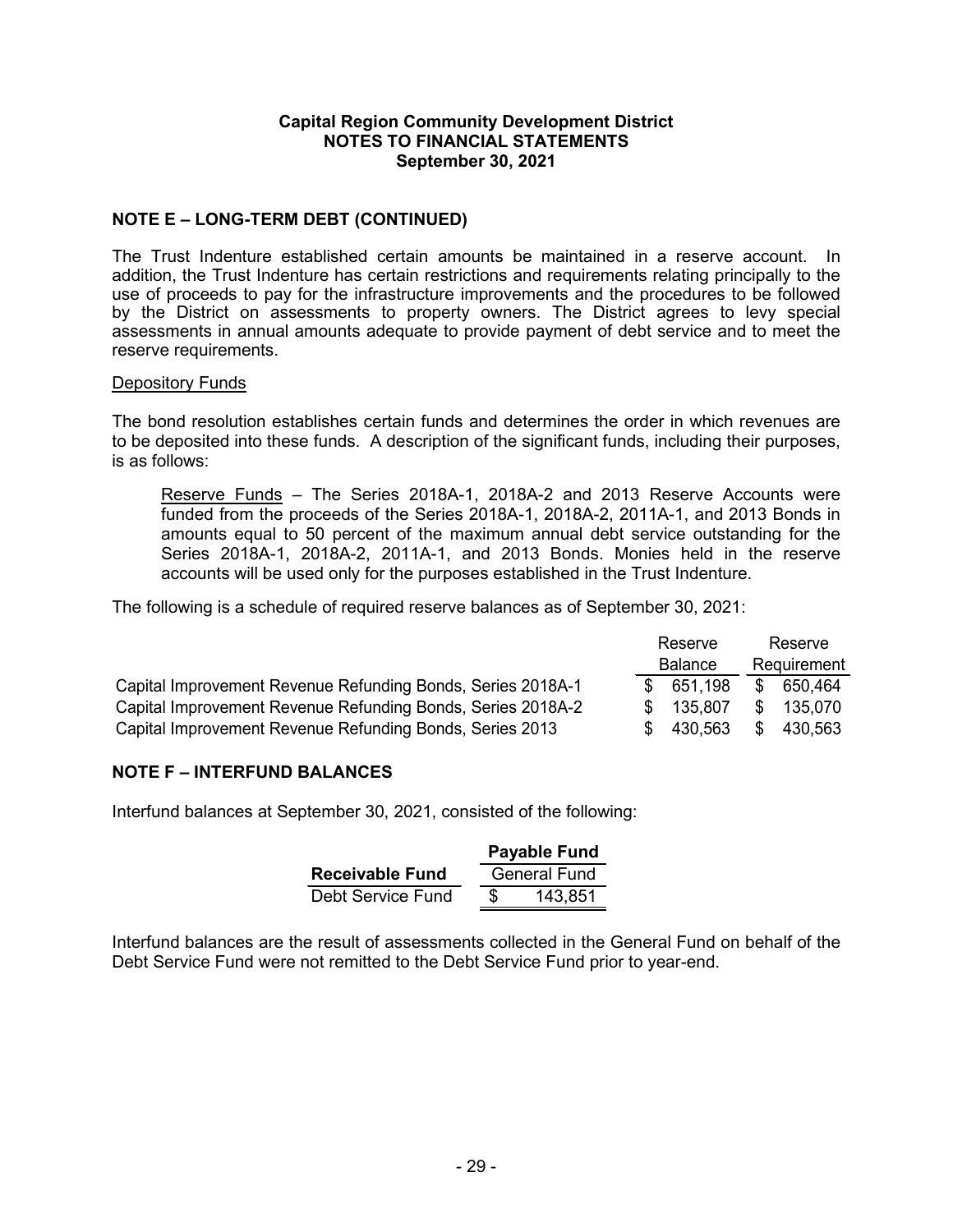# Capital Region Community Development District
## NOTES TO FINANCIAL STATEMENTS
### September 30, 2021

## NOTE E – LONG-TERM DEBT (CONTINUED)

The Trust Indenture established certain amounts be maintained in a reserve account. In addition, the Trust Indenture has certain restrictions and requirements relating principally to the use of proceeds to pay for the infrastructure improvements and the procedures to be followed by the District on assessments to property owners. The District agrees to levy special assessments in annual amounts adequate to provide payment of debt service and to meet the reserve requirements.

Depository Funds

The bond resolution establishes certain funds and determines the order in which revenues are to be deposited into these funds. A description of the significant funds, including their purposes, is as follows:

> Reserve Funds – The Series 2018A-1, 2018A-2 and 2013 Reserve Accounts were funded from the proceeds of the Series 2018A-1, 2018A-2, 2011A-1, and 2013 Bonds in amounts equal to 50 percent of the maximum annual debt service outstanding for the Series 2018A-1, 2018A-2, 2011A-1, and 2013 Bonds. Monies held in the reserve accounts will be used only for the purposes established in the Trust Indenture.

The following is a schedule of required reserve balances as of September 30, 2021:

| | Reserve Balance | Reserve Requirement |
|---|---|---|
| Capital Improvement Revenue Refunding Bonds, Series 2018A-1 | $ 651,198 | $ 650,464 |
| Capital Improvement Revenue Refunding Bonds, Series 2018A-2 | $ 135,807 | $ 135,070 |
| Capital Improvement Revenue Refunding Bonds, Series 2013 | $ 430,563 | $ 430,563 |

## NOTE F – INTERFUND BALANCES

Interfund balances at September 30, 2021, consisted of the following:

| | **Payable Fund** |
|---|---|
| **Receivable Fund** | General Fund |
| Debt Service Fund | $ 143,851 |

Interfund balances are the result of assessments collected in the General Fund on behalf of the Debt Service Fund were not remitted to the Debt Service Fund prior to year-end.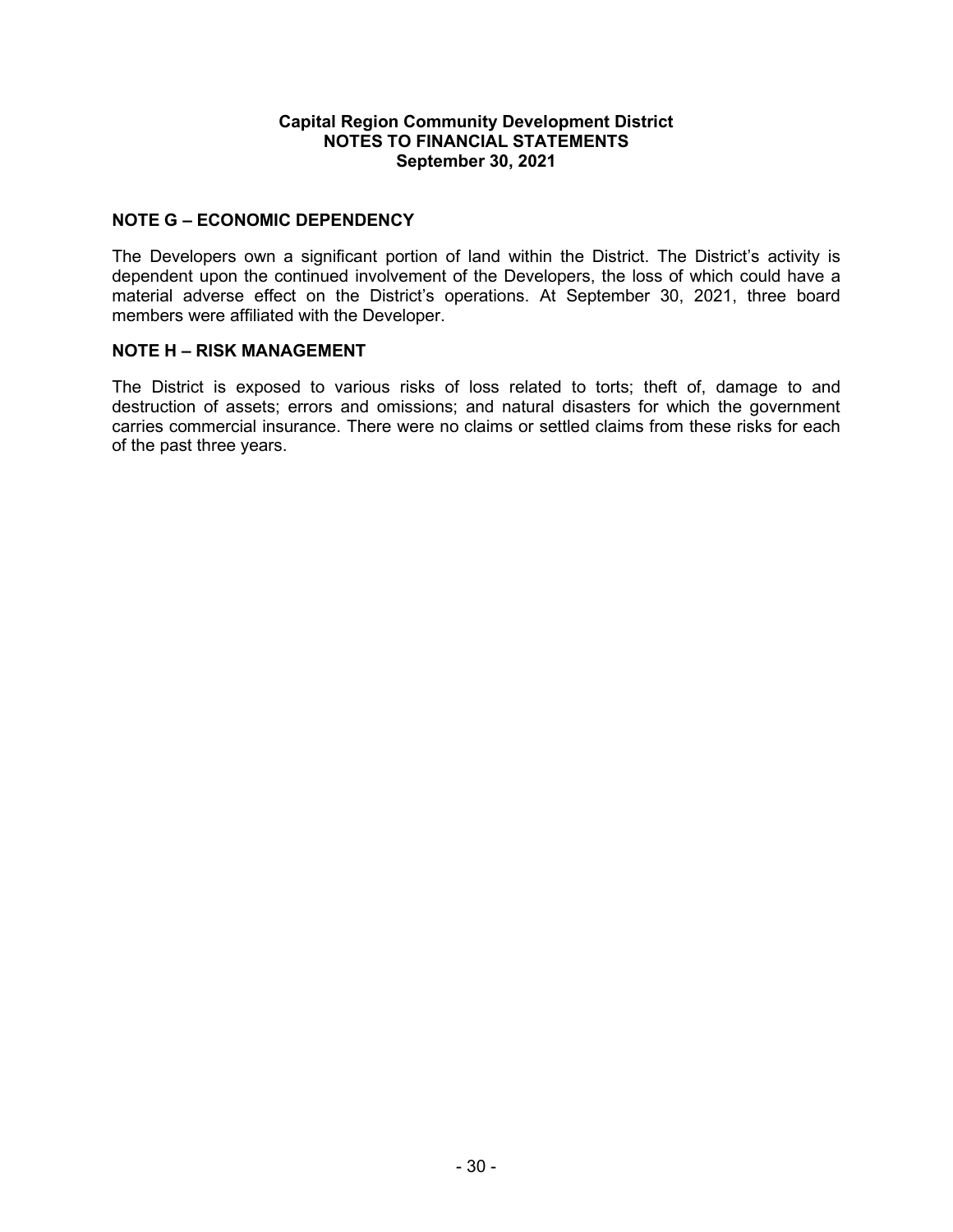**Capital Region Community Development District**
**NOTES TO FINANCIAL STATEMENTS**
**September 30, 2021**

## NOTE G – ECONOMIC DEPENDENCY

The Developers own a significant portion of land within the District. The District's activity is dependent upon the continued involvement of the Developers, the loss of which could have a material adverse effect on the District's operations. At September 30, 2021, three board members were affiliated with the Developer.

## NOTE H – RISK MANAGEMENT

The District is exposed to various risks of loss related to torts; theft of, damage to and destruction of assets; errors and omissions; and natural disasters for which the government carries commercial insurance. There were no claims or settled claims from these risks for each of the past three years.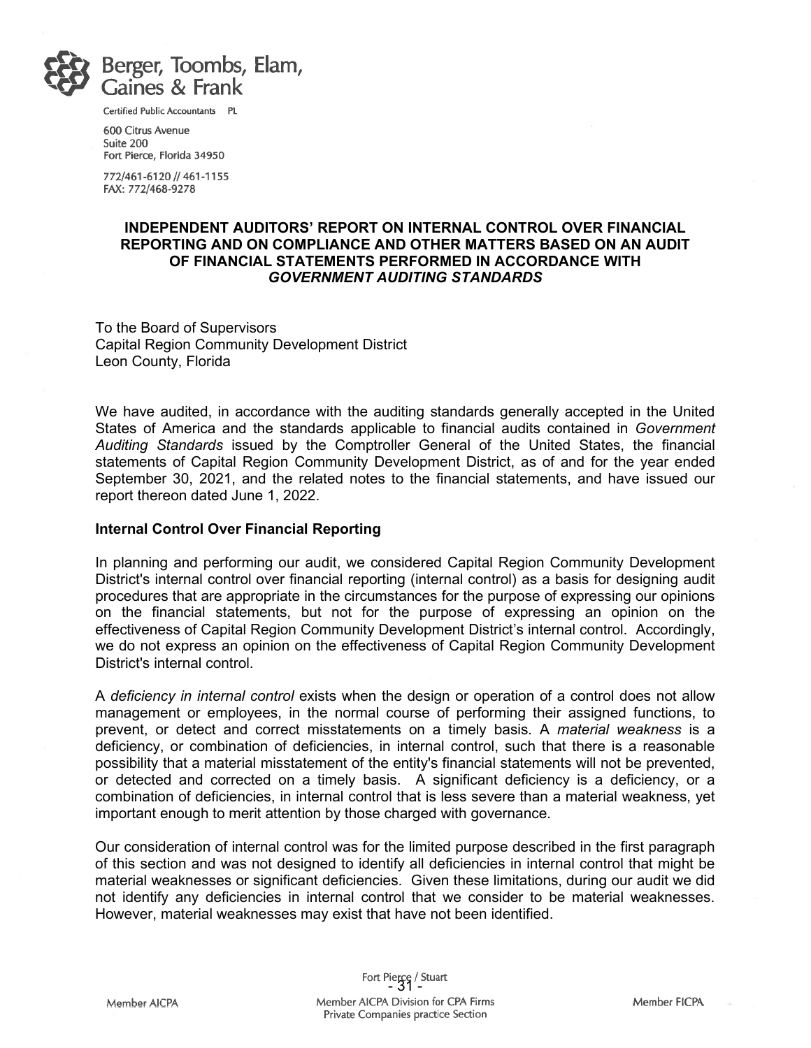Berger, Toombs, Elam, Gaines & Frank

Certified Public Accountants PL

600 Citrus Avenue
Suite 200
Fort Pierce, Florida 34950

772/461-6120 // 461-1155
FAX: 772/468-9278

## INDEPENDENT AUDITORS' REPORT ON INTERNAL CONTROL OVER FINANCIAL REPORTING AND ON COMPLIANCE AND OTHER MATTERS BASED ON AN AUDIT OF FINANCIAL STATEMENTS PERFORMED IN ACCORDANCE WITH *GOVERNMENT AUDITING STANDARDS*

To the Board of Supervisors
Capital Region Community Development District
Leon County, Florida

We have audited, in accordance with the auditing standards generally accepted in the United States of America and the standards applicable to financial audits contained in *Government Auditing Standards* issued by the Comptroller General of the United States, the financial statements of Capital Region Community Development District, as of and for the year ended September 30, 2021, and the related notes to the financial statements, and have issued our report thereon dated June 1, 2022.

**Internal Control Over Financial Reporting**

In planning and performing our audit, we considered Capital Region Community Development District's internal control over financial reporting (internal control) as a basis for designing audit procedures that are appropriate in the circumstances for the purpose of expressing our opinions on the financial statements, but not for the purpose of expressing an opinion on the effectiveness of Capital Region Community Development District's internal control. Accordingly, we do not express an opinion on the effectiveness of Capital Region Community Development District's internal control.

A *deficiency in internal control* exists when the design or operation of a control does not allow management or employees, in the normal course of performing their assigned functions, to prevent, or detect and correct misstatements on a timely basis. A *material weakness* is a deficiency, or combination of deficiencies, in internal control, such that there is a reasonable possibility that a material misstatement of the entity's financial statements will not be prevented, or detected and corrected on a timely basis. A significant deficiency is a deficiency, or a combination of deficiencies, in internal control that is less severe than a material weakness, yet important enough to merit attention by those charged with governance.

Our consideration of internal control was for the limited purpose described in the first paragraph of this section and was not designed to identify all deficiencies in internal control that might be material weaknesses or significant deficiencies. Given these limitations, during our audit we did not identify any deficiencies in internal control that we consider to be material weaknesses. However, material weaknesses may exist that have not been identified.

Fort Pierce / Stuart

Member AICPA | Member AICPA Division for CPA Firms Private Companies practice Section | Member FICPA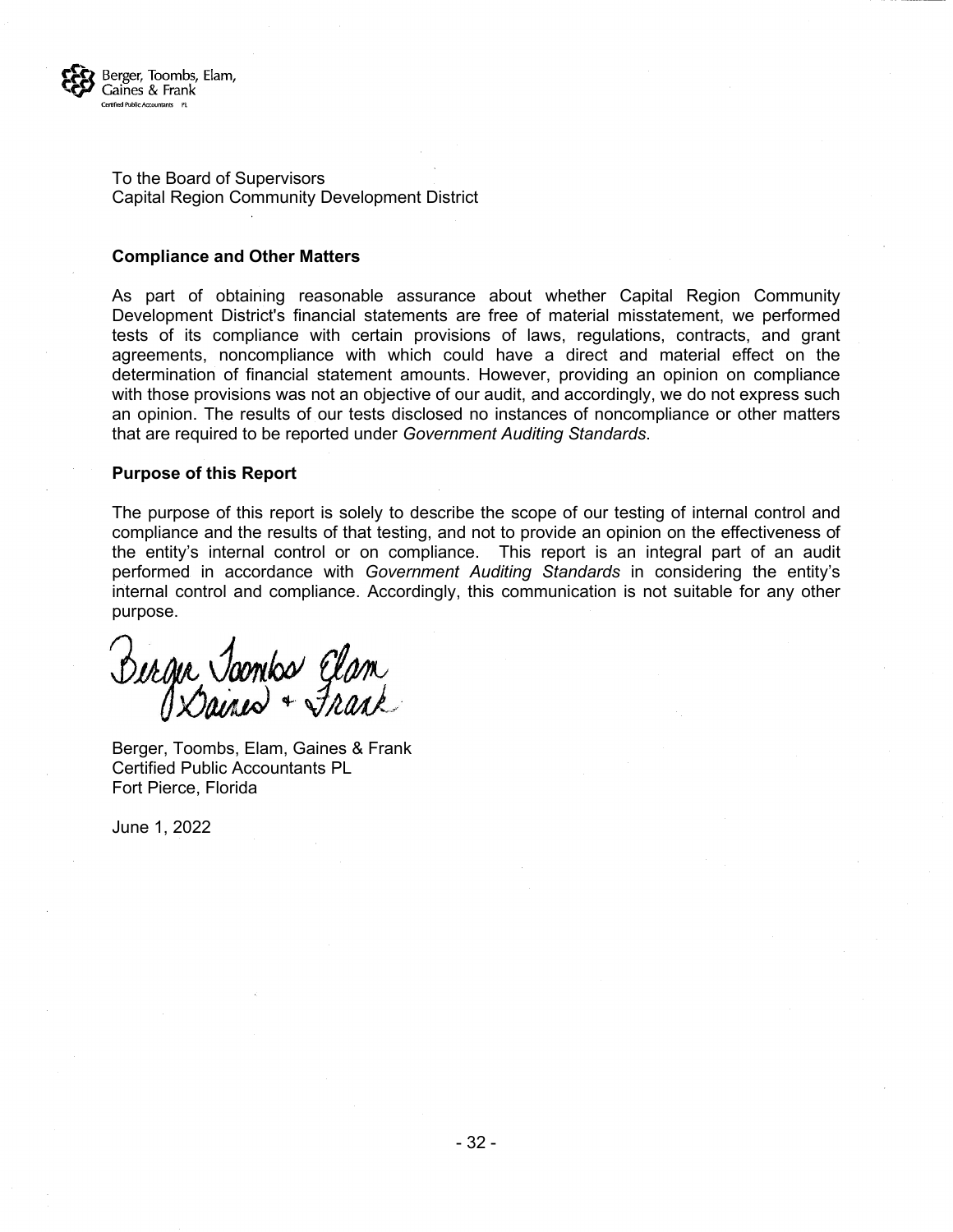Berger, Toombs, Elam, Gaines & Frank
Certified Public Accountants PL

To the Board of Supervisors
Capital Region Community Development District

**Compliance and Other Matters**

As part of obtaining reasonable assurance about whether Capital Region Community Development District's financial statements are free of material misstatement, we performed tests of its compliance with certain provisions of laws, regulations, contracts, and grant agreements, noncompliance with which could have a direct and material effect on the determination of financial statement amounts. However, providing an opinion on compliance with those provisions was not an objective of our audit, and accordingly, we do not express such an opinion. The results of our tests disclosed no instances of noncompliance or other matters that are required to be reported under *Government Auditing Standards*.

**Purpose of this Report**

The purpose of this report is solely to describe the scope of our testing of internal control and compliance and the results of that testing, and not to provide an opinion on the effectiveness of the entity's internal control or on compliance. This report is an integral part of an audit performed in accordance with *Government Auditing Standards* in considering the entity's internal control and compliance. Accordingly, this communication is not suitable for any other purpose.

Berger Toombs Elam Gaines + Frank

Berger, Toombs, Elam, Gaines & Frank
Certified Public Accountants PL
Fort Pierce, Florida

June 1, 2022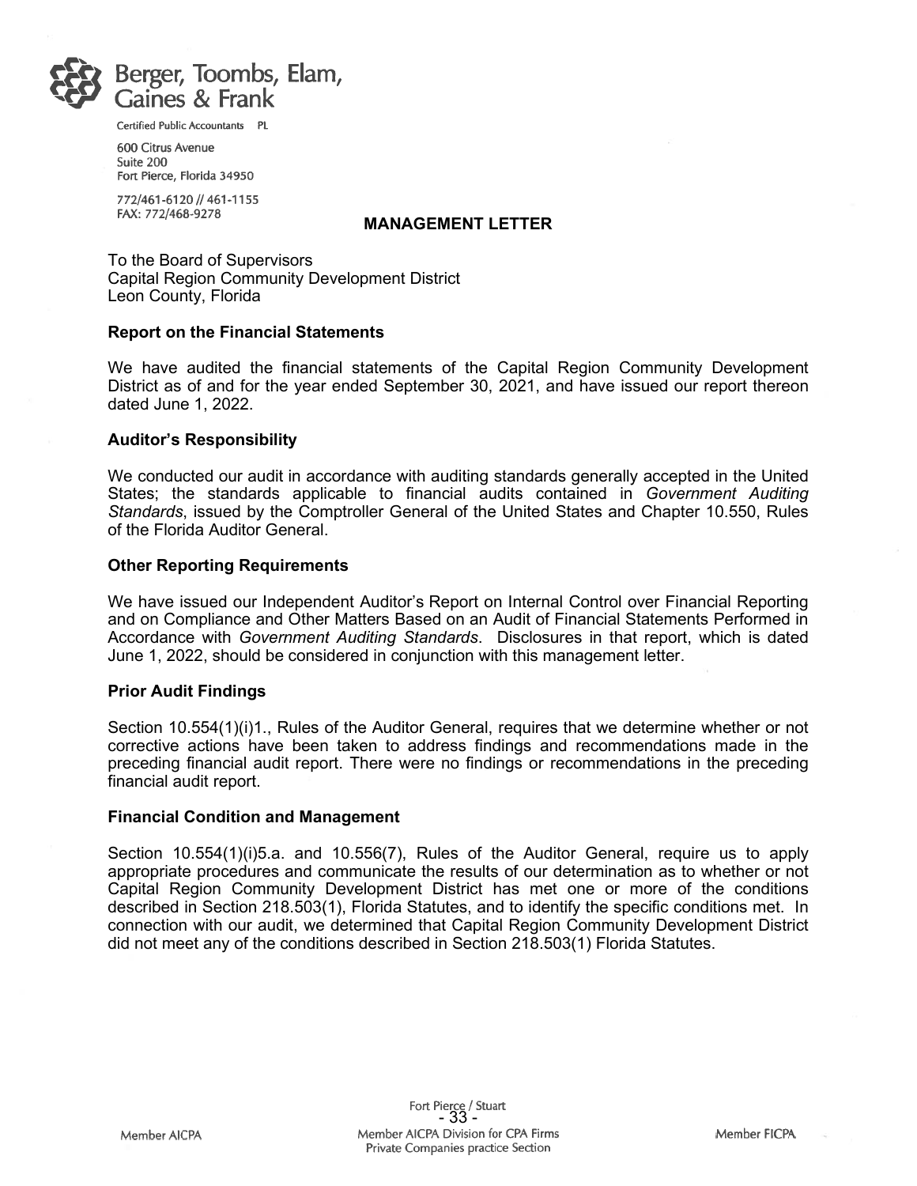Berger, Toombs, Elam, Gaines & Frank

Certified Public Accountants PL

600 Citrus Avenue
Suite 200
Fort Pierce, Florida 34950

772/461-6120 // 461-1155
FAX: 772/468-9278

# MANAGEMENT LETTER

To the Board of Supervisors
Capital Region Community Development District
Leon County, Florida

**Report on the Financial Statements**

We have audited the financial statements of the Capital Region Community Development District as of and for the year ended September 30, 2021, and have issued our report thereon dated June 1, 2022.

**Auditor's Responsibility**

We conducted our audit in accordance with auditing standards generally accepted in the United States; the standards applicable to financial audits contained in *Government Auditing Standards*, issued by the Comptroller General of the United States and Chapter 10.550, Rules of the Florida Auditor General.

**Other Reporting Requirements**

We have issued our Independent Auditor's Report on Internal Control over Financial Reporting and on Compliance and Other Matters Based on an Audit of Financial Statements Performed in Accordance with *Government Auditing Standards*. Disclosures in that report, which is dated June 1, 2022, should be considered in conjunction with this management letter.

**Prior Audit Findings**

Section 10.554(1)(i)1., Rules of the Auditor General, requires that we determine whether or not corrective actions have been taken to address findings and recommendations made in the preceding financial audit report. There were no findings or recommendations in the preceding financial audit report.

**Financial Condition and Management**

Section 10.554(1)(i)5.a. and 10.556(7), Rules of the Auditor General, require us to apply appropriate procedures and communicate the results of our determination as to whether or not Capital Region Community Development District has met one or more of the conditions described in Section 218.503(1), Florida Statutes, and to identify the specific conditions met. In connection with our audit, we determined that Capital Region Community Development District did not meet any of the conditions described in Section 218.503(1) Florida Statutes.

Fort Pierce / Stuart

Member AICPA | Member AICPA Division for CPA Firms Private Companies practice Section | Member FICPA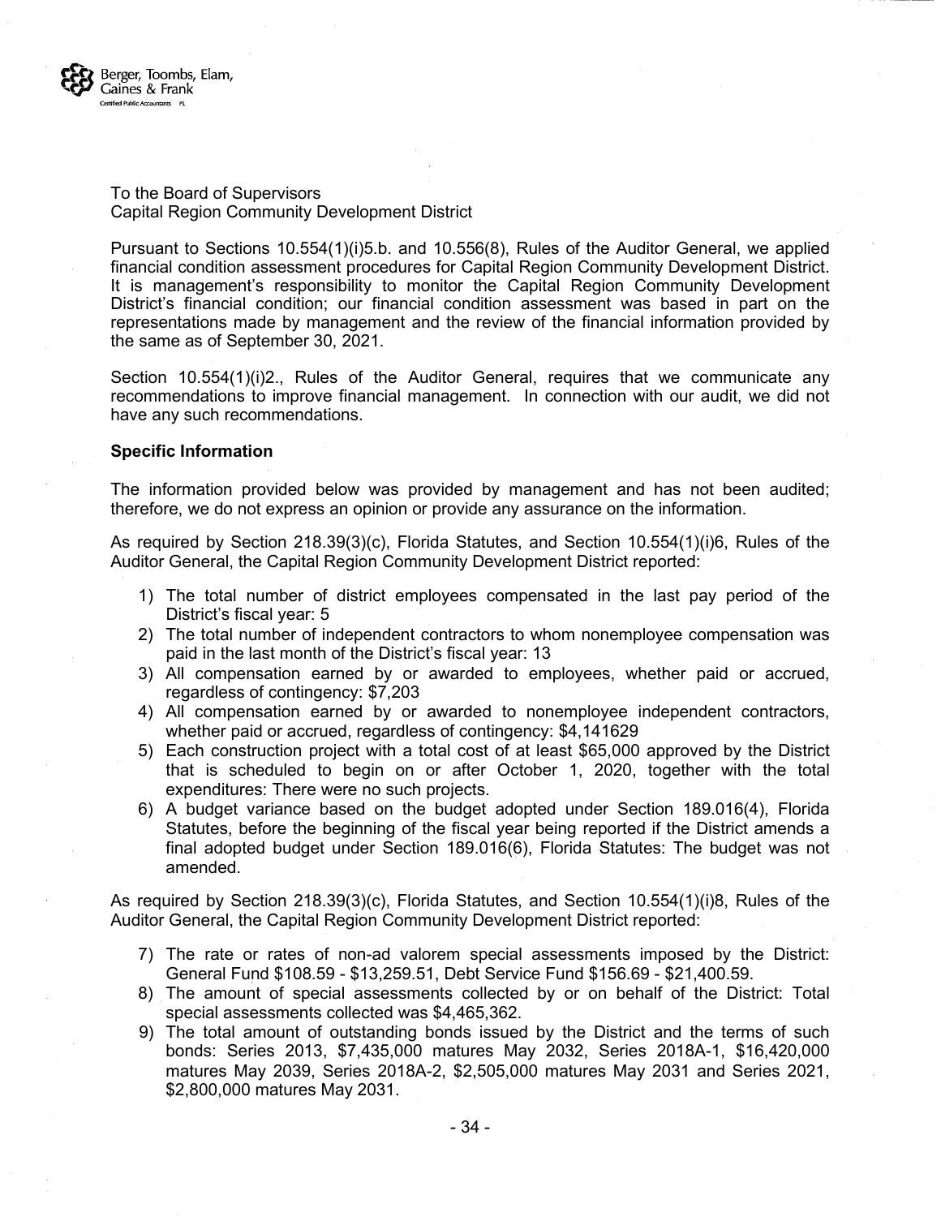Berger, Toombs, Elam, Gaines & Frank
Certified Public Accountants PL

To the Board of Supervisors
Capital Region Community Development District

Pursuant to Sections 10.554(1)(i)5.b. and 10.556(8), Rules of the Auditor General, we applied financial condition assessment procedures for Capital Region Community Development District. It is management's responsibility to monitor the Capital Region Community Development District's financial condition; our financial condition assessment was based in part on the representations made by management and the review of the financial information provided by the same as of September 30, 2021.

Section 10.554(1)(i)2., Rules of the Auditor General, requires that we communicate any recommendations to improve financial management. In connection with our audit, we did not have any such recommendations.

**Specific Information**

The information provided below was provided by management and has not been audited; therefore, we do not express an opinion or provide any assurance on the information.

As required by Section 218.39(3)(c), Florida Statutes, and Section 10.554(1)(i)6, Rules of the Auditor General, the Capital Region Community Development District reported:

1) The total number of district employees compensated in the last pay period of the District's fiscal year: 5
2) The total number of independent contractors to whom nonemployee compensation was paid in the last month of the District's fiscal year: 13
3) All compensation earned by or awarded to employees, whether paid or accrued, regardless of contingency: $7,203
4) All compensation earned by or awarded to nonemployee independent contractors, whether paid or accrued, regardless of contingency: $4,141629
5) Each construction project with a total cost of at least $65,000 approved by the District that is scheduled to begin on or after October 1, 2020, together with the total expenditures: There were no such projects.
6) A budget variance based on the budget adopted under Section 189.016(4), Florida Statutes, before the beginning of the fiscal year being reported if the District amends a final adopted budget under Section 189.016(6), Florida Statutes: The budget was not amended.

As required by Section 218.39(3)(c), Florida Statutes, and Section 10.554(1)(i)8, Rules of the Auditor General, the Capital Region Community Development District reported:

7) The rate or rates of non-ad valorem special assessments imposed by the District: General Fund $108.59 - $13,259.51, Debt Service Fund $156.69 - $21,400.59.
8) The amount of special assessments collected by or on behalf of the District: Total special assessments collected was $4,465,362.
9) The total amount of outstanding bonds issued by the District and the terms of such bonds: Series 2013, $7,435,000 matures May 2032, Series 2018A-1, $16,420,000 matures May 2039, Series 2018A-2, $2,505,000 matures May 2031 and Series 2021, $2,800,000 matures May 2031.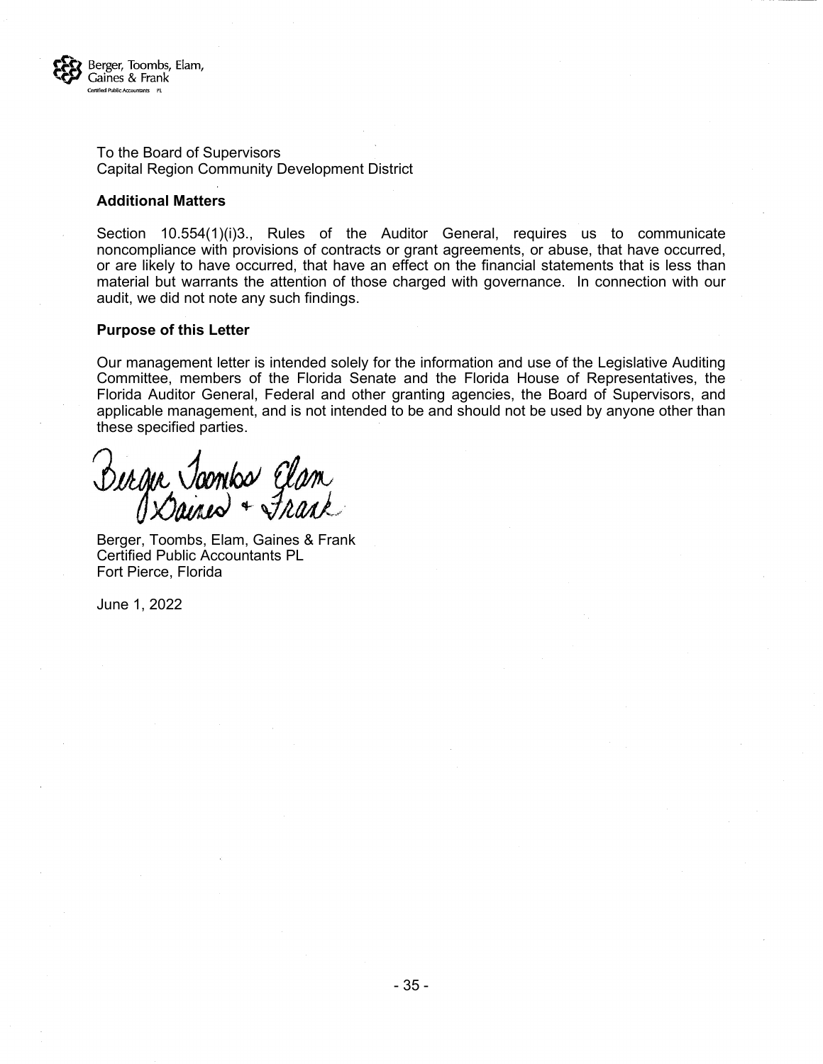Berger, Toombs, Elam, Gaines & Frank
Certified Public Accountants PL

To the Board of Supervisors
Capital Region Community Development District

**Additional Matters**

Section 10.554(1)(i)3., Rules of the Auditor General, requires us to communicate noncompliance with provisions of contracts or grant agreements, or abuse, that have occurred, or are likely to have occurred, that have an effect on the financial statements that is less than material but warrants the attention of those charged with governance. In connection with our audit, we did not note any such findings.

**Purpose of this Letter**

Our management letter is intended solely for the information and use of the Legislative Auditing Committee, members of the Florida Senate and the Florida House of Representatives, the Florida Auditor General, Federal and other granting agencies, the Board of Supervisors, and applicable management, and is not intended to be and should not be used by anyone other than these specified parties.

*Berger Toombs Elam Gaines + Frank*

Berger, Toombs, Elam, Gaines & Frank
Certified Public Accountants PL
Fort Pierce, Florida

June 1, 2022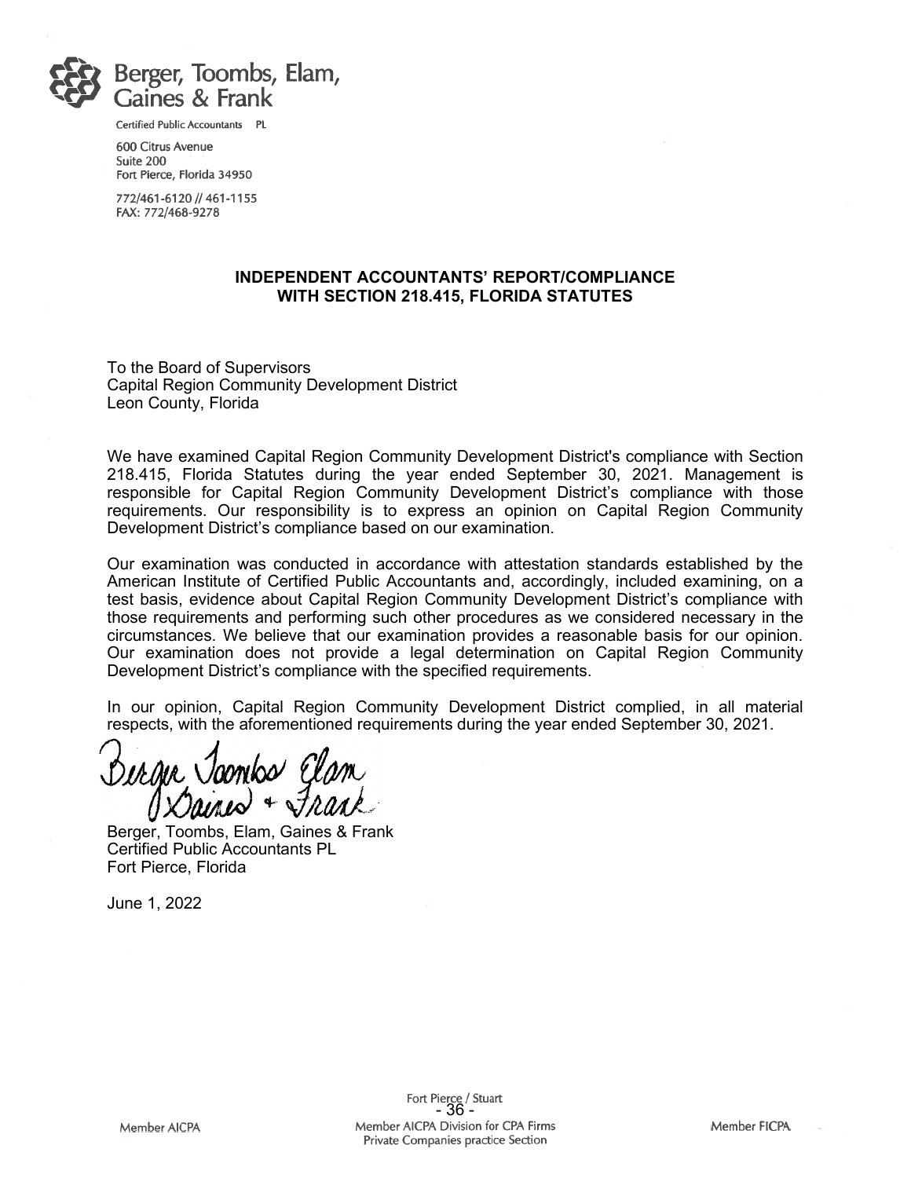Berger, Toombs, Elam, Gaines & Frank

Certified Public Accountants PL

600 Citrus Avenue
Suite 200
Fort Pierce, Florida 34950

772/461-6120 // 461-1155
FAX: 772/468-9278

## INDEPENDENT ACCOUNTANTS' REPORT/COMPLIANCE WITH SECTION 218.415, FLORIDA STATUTES

To the Board of Supervisors
Capital Region Community Development District
Leon County, Florida

We have examined Capital Region Community Development District's compliance with Section 218.415, Florida Statutes during the year ended September 30, 2021. Management is responsible for Capital Region Community Development District's compliance with those requirements. Our responsibility is to express an opinion on Capital Region Community Development District's compliance based on our examination.

Our examination was conducted in accordance with attestation standards established by the American Institute of Certified Public Accountants and, accordingly, included examining, on a test basis, evidence about Capital Region Community Development District's compliance with those requirements and performing such other procedures as we considered necessary in the circumstances. We believe that our examination provides a reasonable basis for our opinion. Our examination does not provide a legal determination on Capital Region Community Development District's compliance with the specified requirements.

In our opinion, Capital Region Community Development District complied, in all material respects, with the aforementioned requirements during the year ended September 30, 2021.

Berger Toombs Elam Gaines + Frank

Berger, Toombs, Elam, Gaines & Frank
Certified Public Accountants PL
Fort Pierce, Florida

June 1, 2022

Member AICPA

Fort Pierce / Stuart

Member AICPA Division for CPA Firms
Private Companies practice Section

Member FICPA